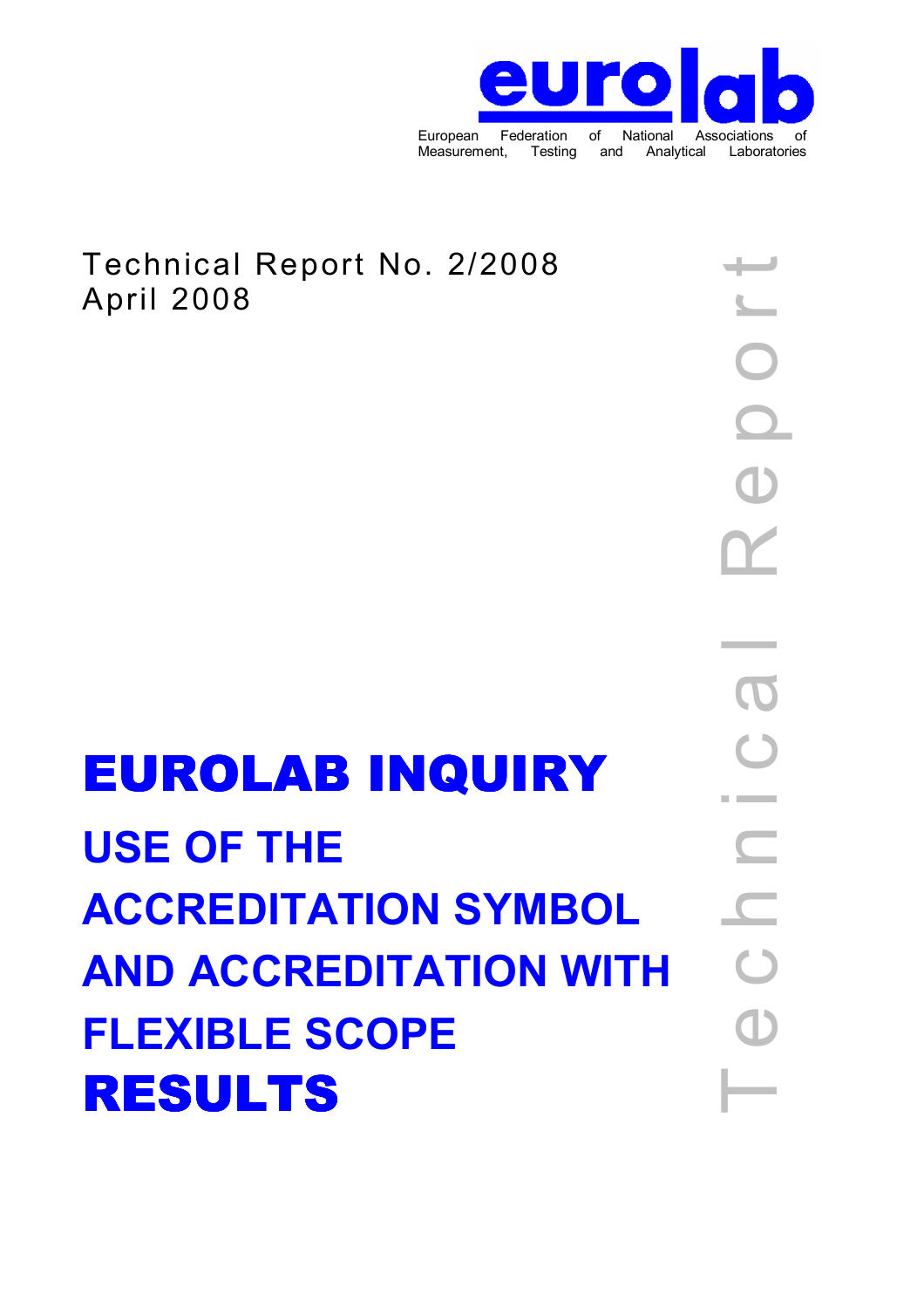eurolab

European Federation of National Associations of Measurement, Testing and Analytical Laboratories

Technical Report No. 2/2008
April 2008

Technical Report

# EUROLAB INQUIRY

## USE OF THE ACCREDITATION SYMBOL AND ACCREDITATION WITH FLEXIBLE SCOPE

# RESULTS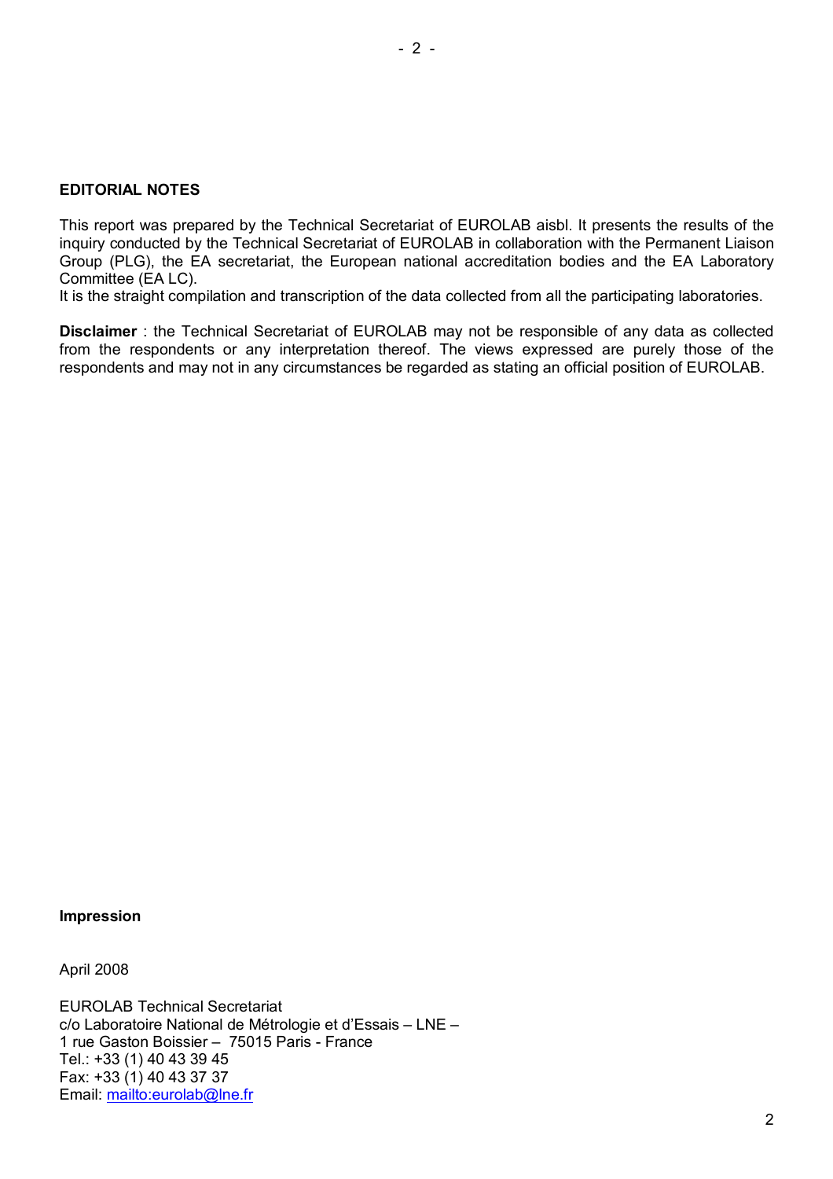**EDITORIAL NOTES**

This report was prepared by the Technical Secretariat of EUROLAB aisbl. It presents the results of the inquiry conducted by the Technical Secretariat of EUROLAB in collaboration with the Permanent Liaison Group (PLG), the EA secretariat, the European national accreditation bodies and the EA Laboratory Committee (EA LC).
It is the straight compilation and transcription of the data collected from all the participating laboratories.

**Disclaimer** : the Technical Secretariat of EUROLAB may not be responsible of any data as collected from the respondents or any interpretation thereof. The views expressed are purely those of the respondents and may not in any circumstances be regarded as stating an official position of EUROLAB.

**Impression**

April 2008

EUROLAB Technical Secretariat
c/o Laboratoire National de Métrologie et d'Essais – LNE –
1 rue Gaston Boissier – 75015 Paris - France
Tel.: +33 (1) 40 43 39 45
Fax: +33 (1) 40 43 37 37
Email: mailto:eurolab@lne.fr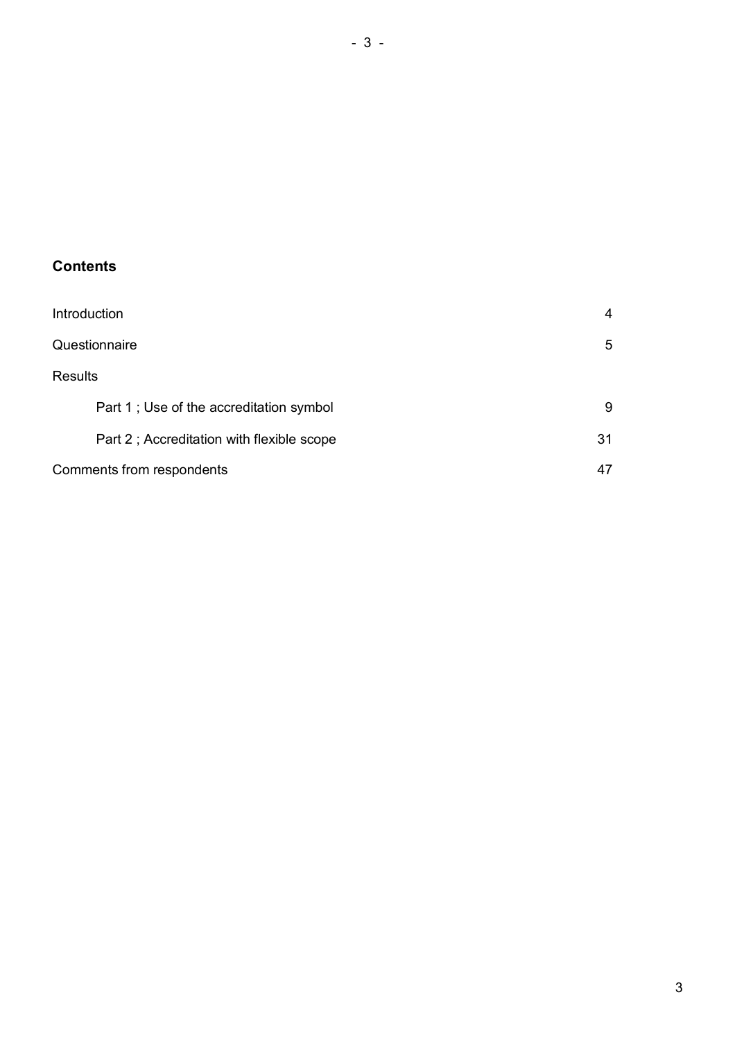## Contents

| | |
|---|---|
| Introduction | 4 |
| Questionnaire | 5 |
| Results | |
| Part 1 ; Use of the accreditation symbol | 9 |
| Part 2 ; Accreditation with flexible scope | 31 |
| Comments from respondents | 47 |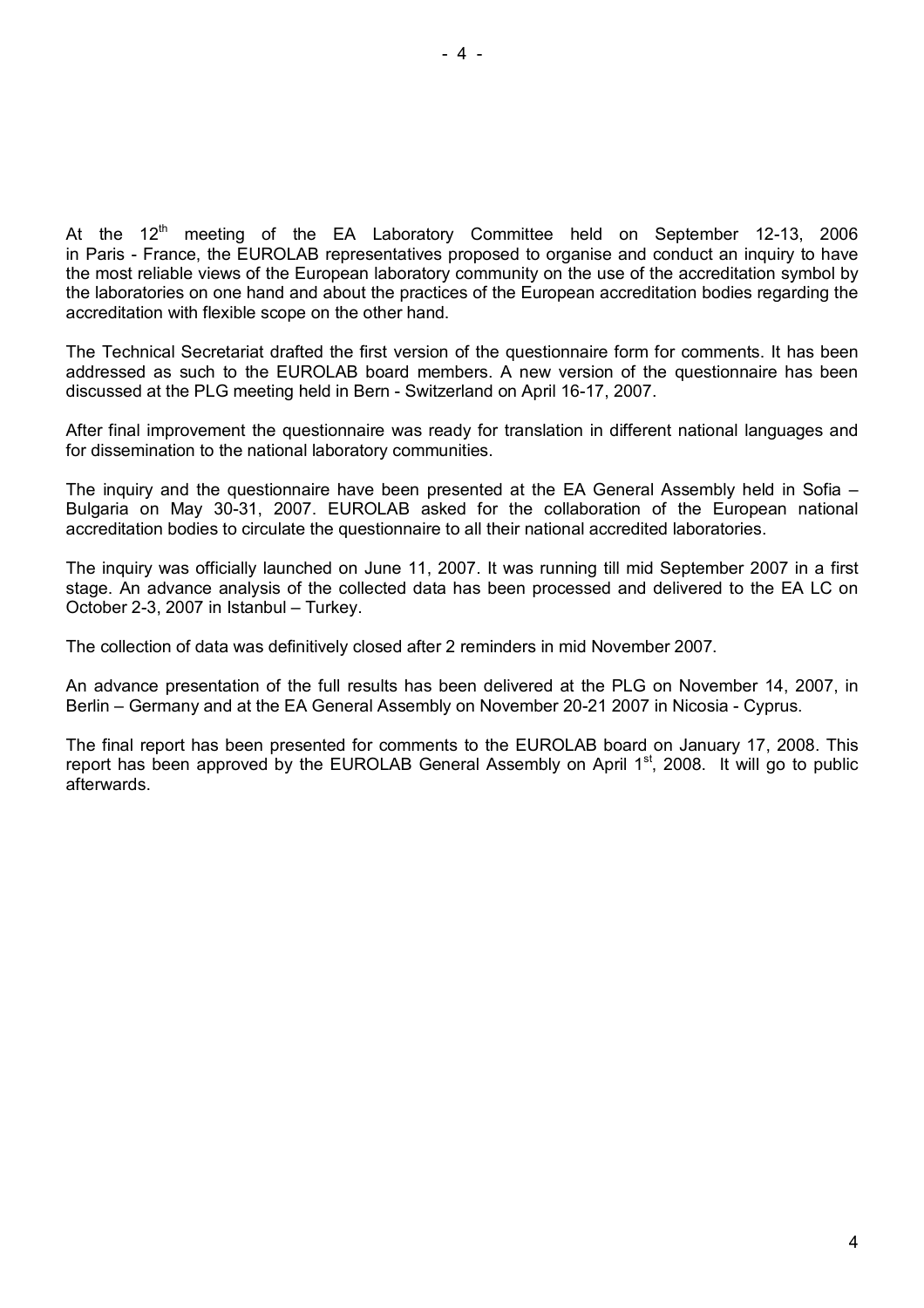At the 12th meeting of the EA Laboratory Committee held on September 12-13, 2006 in Paris - France, the EUROLAB representatives proposed to organise and conduct an inquiry to have the most reliable views of the European laboratory community on the use of the accreditation symbol by the laboratories on one hand and about the practices of the European accreditation bodies regarding the accreditation with flexible scope on the other hand.

The Technical Secretariat drafted the first version of the questionnaire form for comments. It has been addressed as such to the EUROLAB board members. A new version of the questionnaire has been discussed at the PLG meeting held in Bern - Switzerland on April 16-17, 2007.

After final improvement the questionnaire was ready for translation in different national languages and for dissemination to the national laboratory communities.

The inquiry and the questionnaire have been presented at the EA General Assembly held in Sofia – Bulgaria on May 30-31, 2007. EUROLAB asked for the collaboration of the European national accreditation bodies to circulate the questionnaire to all their national accredited laboratories.

The inquiry was officially launched on June 11, 2007. It was running till mid September 2007 in a first stage. An advance analysis of the collected data has been processed and delivered to the EA LC on October 2-3, 2007 in Istanbul – Turkey.

The collection of data was definitively closed after 2 reminders in mid November 2007.

An advance presentation of the full results has been delivered at the PLG on November 14, 2007, in Berlin – Germany and at the EA General Assembly on November 20-21 2007 in Nicosia - Cyprus.

The final report has been presented for comments to the EUROLAB board on January 17, 2008. This report has been approved by the EUROLAB General Assembly on April 1st, 2008. It will go to public afterwards.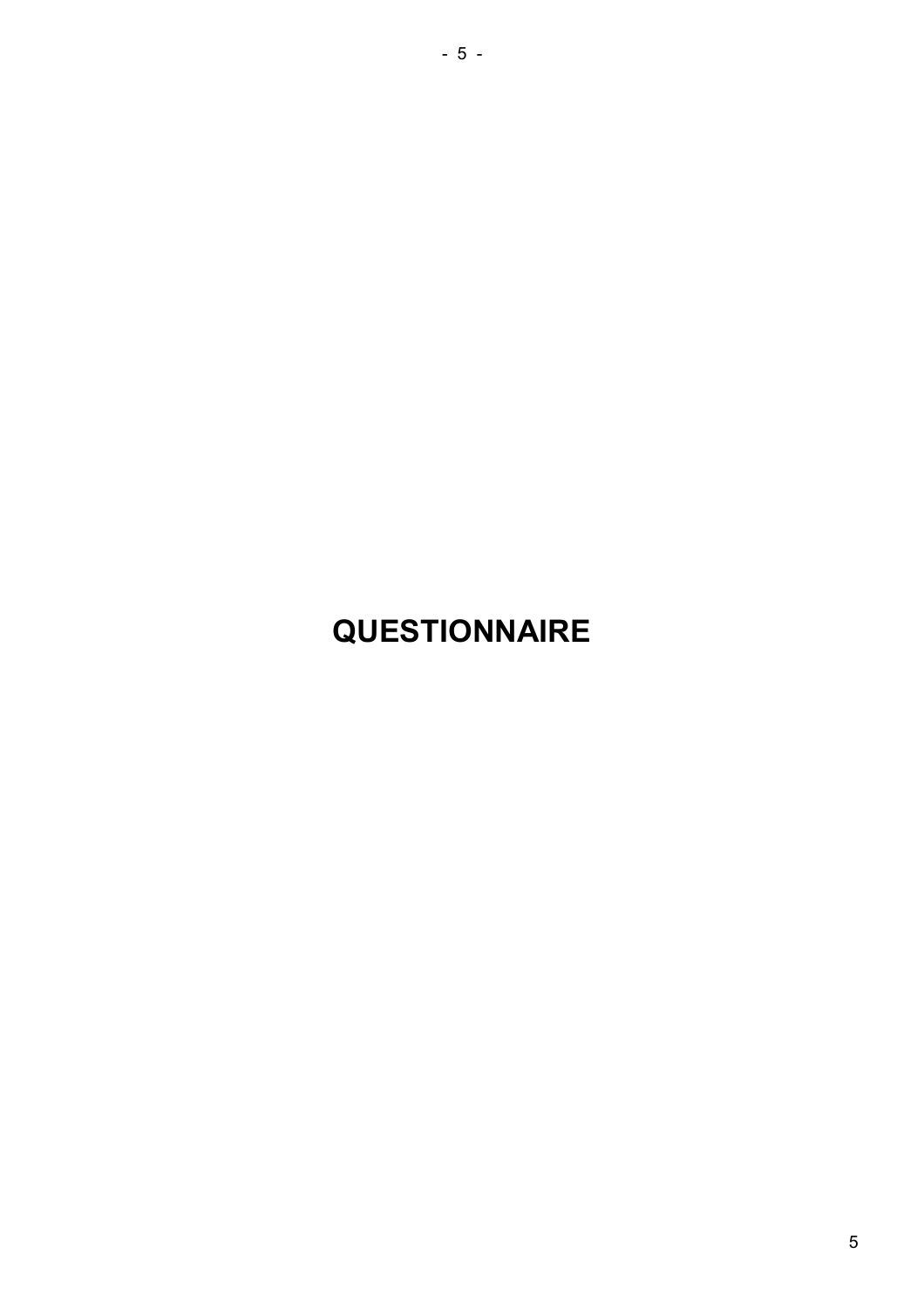# QUESTIONNAIRE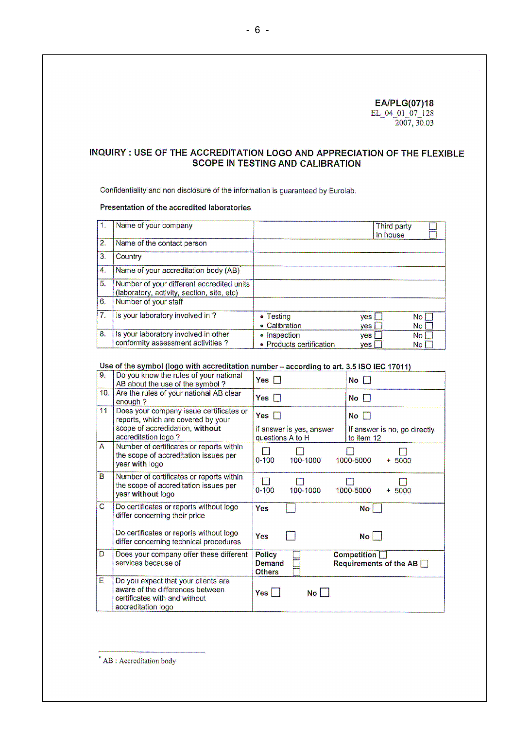**EA/PLG(07)18**
EL_04_01_07_128
2007, 30.03

## INQUIRY : USE OF THE ACCREDITATION LOGO AND APPRECIATION OF THE FLEXIBLE SCOPE IN TESTING AND CALIBRATION

Confidentiality and non disclosure of the information is guaranteed by Eurolab.

**Presentation of the accredited laboratories**

| | | | |
|---|---|---|---|
| 1. | Name of your company | | Third party ☐<br>In house ☐ |
| 2. | Name of the contact person | | |
| 3. | Country | | |
| 4. | Name of your accreditation body (AB) | | |
| 5. | Number of your different accredited units (laboratory, activity, section, site, etc) | | |
| 6. | Number of your staff | | |
| 7. | Is your laboratory involved in ? | • Testing yes ☐ No ☐<br>• Calibration yes ☐ No ☐ | |
| 8. | Is your laboratory involved in other conformity assessment activities ? | • Inspection yes ☐ No ☐<br>• Products certification yes ☐ No ☐ | |

**Use of the symbol (logo with accreditation number – according to art. 3.5 ISO IEC 17011)**

| | | | |
|---|---|---|---|
| 9. | Do you know the rules of your national AB about the use of the symbol ? | **Yes** ☐ | **No** ☐ |
| 10. | Are the rules of your national AB clear enough ? | **Yes** ☐ | **No** ☐ |
| 11 | Does your company issue certificates or reports, which are covered by your scope of accreditation, **without** accreditation logo ? | **Yes** ☐<br>if answer is yes, answer questions A to H | **No** ☐<br>If answer is no, go directly to item 12 |
| A | Number of certificates or reports within the scope of accreditation issues per year **with** logo | ☐ 0-100 ☐ 100-1000 | ☐ 1000-5000 ☐ + 5000 |
| B | Number of certificates or reports within the scope of accreditation issues per year **without** logo | ☐ 0-100 ☐ 100-1000 | ☐ 1000-5000 ☐ + 5000 |
| C | Do certificates or reports without logo differ concerning their price<br><br>Do certificates or reports without logo differ concerning technical procedures | **Yes** ☐<br><br>**Yes** ☐ | **No** ☐<br><br>**No** ☐ |
| D | Does your company offer these different services because of | **Policy** ☐<br>**Demand** ☐<br>**Others** ☐ | **Competition** ☐<br>**Requirements of the AB** ☐ |
| E | Do you expect that your clients are aware of the differences between certificates with and without accreditation logo | **Yes** ☐ **No** ☐ | |

[*] AB : Accreditation body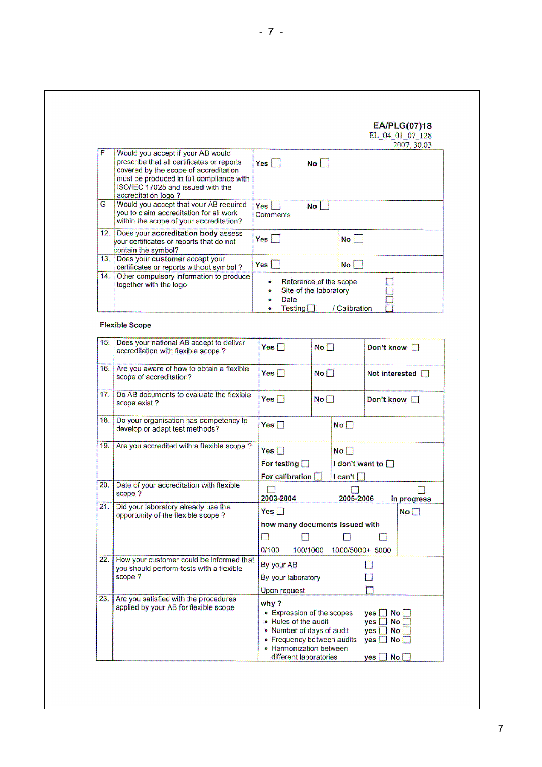EA/PLG(07)18
EL_04_01_07_128
2007, 30.03

| | | | |
|---|---|---|---|
| F | Would you accept if your AB would prescribe that all certificates or reports covered by the scope of accreditation must be produced in full compliance with ISO/IEC 17025 and issued with the accreditation logo ? | Yes ☐ | No ☐ |
| G | Would you accept that your AB required you to claim accreditation for all work within the scope of your accreditation? | Yes ☐ Comments | No ☐ |
| 12. | Does your **accreditation body** assess your certificates or reports that do not contain the symbol? | Yes ☐ | No ☐ |
| 13. | Does your **customer** accept your certificates or reports without symbol ? | Yes ☐ | No ☐ |
| 14. | Other compulsory information to produce together with the logo | • Reference to the scope ☐<br>• Site of the laboratory ☐<br>• Date ☐<br>• Testing ☐ / Calibration ☐ | |

**Flexible Scope**

| | | | | |
|---|---|---|---|---|
| 15. | Does your national AB accept to deliver accreditation with flexible scope ? | Yes ☐ | No ☐ | Don't know ☐ |
| 16. | Are you aware of how to obtain a flexible scope of accreditation? | Yes ☐ | No ☐ | Not interested ☐ |
| 17. | Do AB documents to evaluate the flexible scope exist ? | Yes ☐ | No ☐ | Don't know ☐ |
| 18. | Do your organisation has competency to develop or adapt test methods? | Yes ☐ | No ☐ | |
| 19. | Are you accredited with a flexible scope ? | Yes ☐<br>For testing ☐<br>For calibration ☐ | No ☐<br>I don't want to ☐<br>I can't ☐ | |
| 20. | Date of your accreditation with flexible scope ? | ☐ 2003-2004 | ☐ 2005-2006 | ☐ in progress |
| 21. | Did your laboratory already use the opportunity of the flexible scope ? | Yes ☐<br>how many documents issued with<br>☐ 0/100 ☐ 100/1000 ☐ 1000/5000+ ☐ 5000 | | No ☐ |
| 22. | How your customer could be informed that you should perform tests with a flexible scope ? | By your AB ☐<br>By your laboratory ☐<br>Upon request ☐ | | |
| 23. | Are you satisfied with the procedures applied by your AB for flexible scope | why ?<br>• Expression of the scopes yes ☐ No ☐<br>• Rules of the audit yes ☐ No ☐<br>• Number of days of audit yes ☐ No ☐<br>• Frequency between audits yes ☐ No ☐<br>• Harmonization between different laboratories yes ☐ No ☐ | | |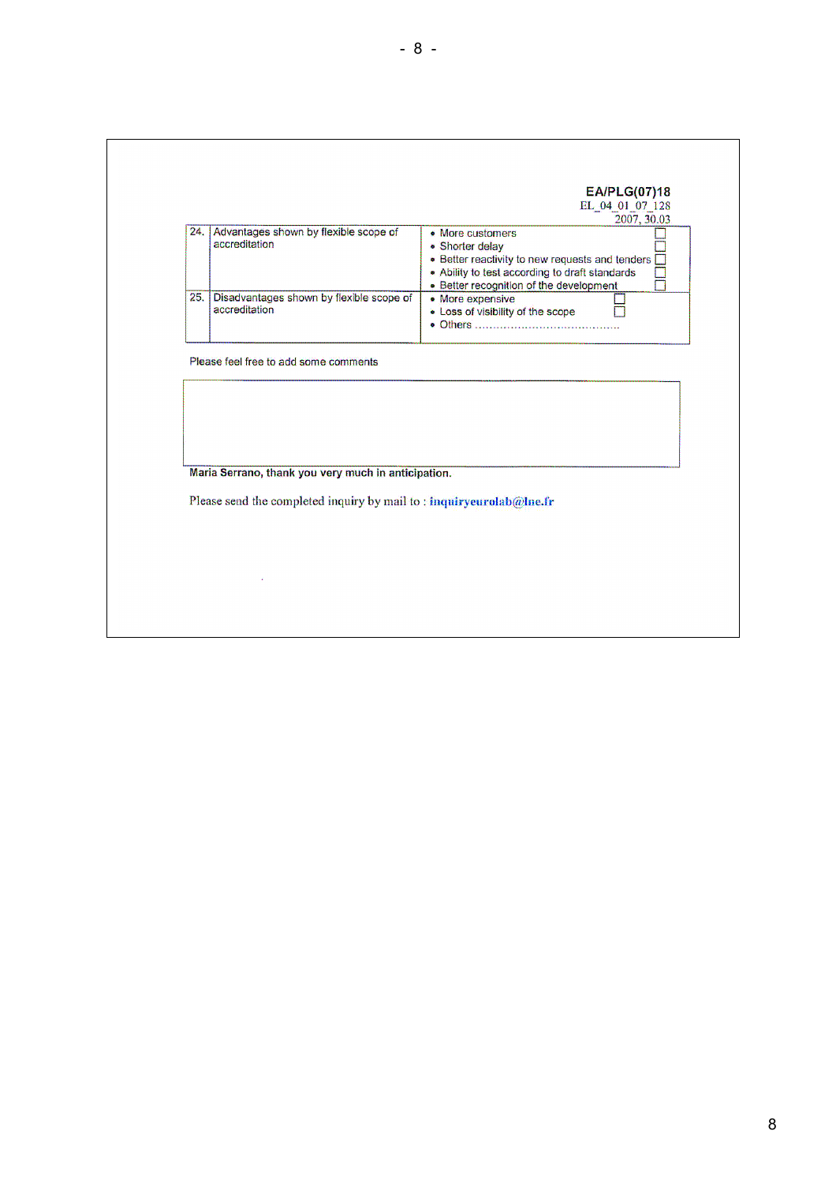EA/PLG(07)18
EL_04_01_07_128
2007, 30.03

| | | |
|---|---|---|
| 24. | Advantages shown by flexible scope of accreditation | • More customers ☐<br>• Shorter delay ☐<br>• Better reactivity to new requests and tenders ☐<br>• Ability to test according to draft standards ☐<br>• Better recognition of the development ☐ |
| 25. | Disadvantages shown by flexible scope of accreditation | • More expensive ☐<br>• Loss of visibility of the scope ☐<br>• Others …………………………………… |

Please feel free to add some comments

| |
|---|
| |

**Maria Serrano, thank you very much in anticipation.**

Please send the completed inquiry by mail to : **inquiryeurolab@lne.fr**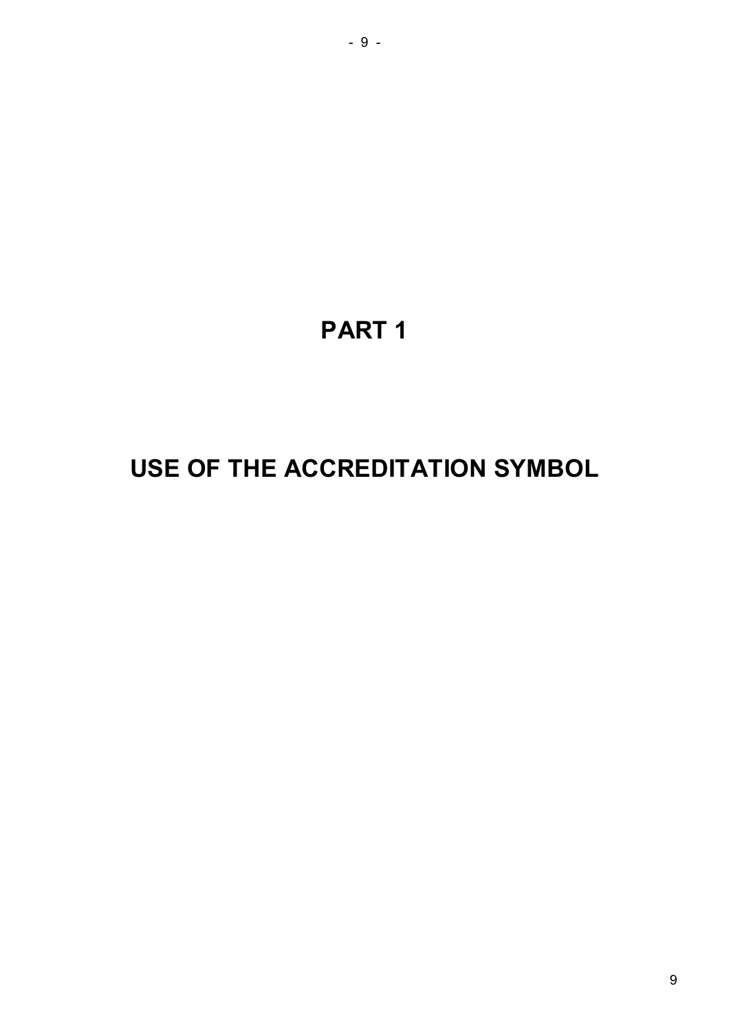# PART 1

# USE OF THE ACCREDITATION SYMBOL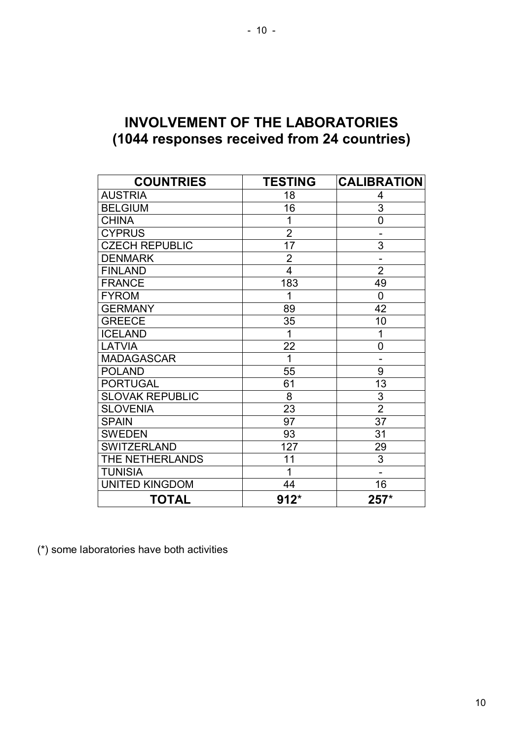# INVOLVEMENT OF THE LABORATORIES
# (1044 responses received from 24 countries)

| COUNTRIES | TESTING | CALIBRATION |
|---|---|---|
| AUSTRIA | 18 | 4 |
| BELGIUM | 16 | 3 |
| CHINA | 1 | 0 |
| CYPRUS | 2 | - |
| CZECH REPUBLIC | 17 | 3 |
| DENMARK | 2 | - |
| FINLAND | 4 | 2 |
| FRANCE | 183 | 49 |
| FYROM | 1 | 0 |
| GERMANY | 89 | 42 |
| GREECE | 35 | 10 |
| ICELAND | 1 | 1 |
| LATVIA | 22 | 0 |
| MADAGASCAR | 1 | - |
| POLAND | 55 | 9 |
| PORTUGAL | 61 | 13 |
| SLOVAK REPUBLIC | 8 | 3 |
| SLOVENIA | 23 | 2 |
| SPAIN | 97 | 37 |
| SWEDEN | 93 | 31 |
| SWITZERLAND | 127 | 29 |
| THE NETHERLANDS | 11 | 3 |
| TUNISIA | 1 | - |
| UNITED KINGDOM | 44 | 16 |
| **TOTAL** | **912*** | **257*** |

(*) some laboratories have both activities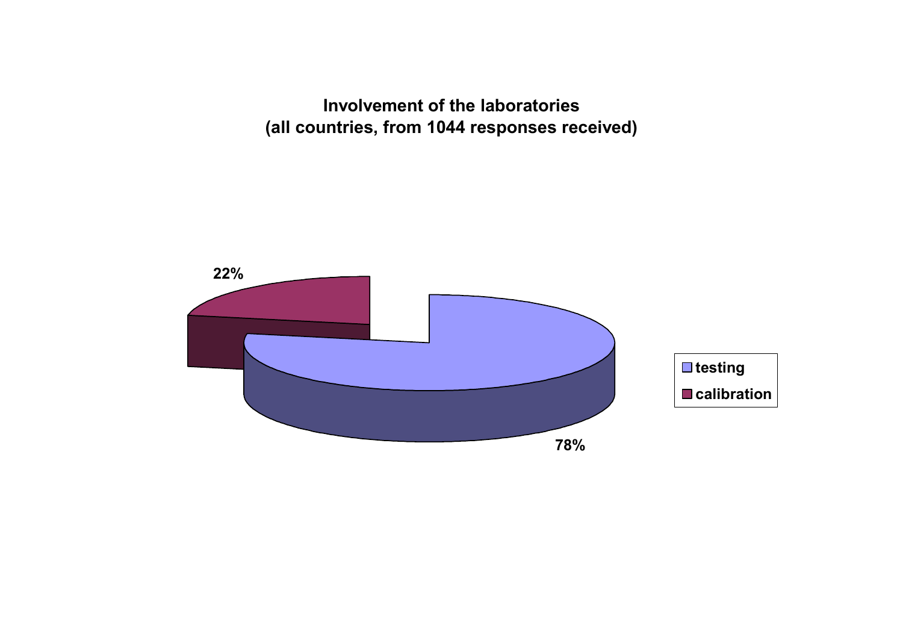**Involvement of the laboratories**
**(all countries, from 1044 responses received)**

| Involvement | Percentage |
|---|---|
| testing | 78% |
| calibration | 22% |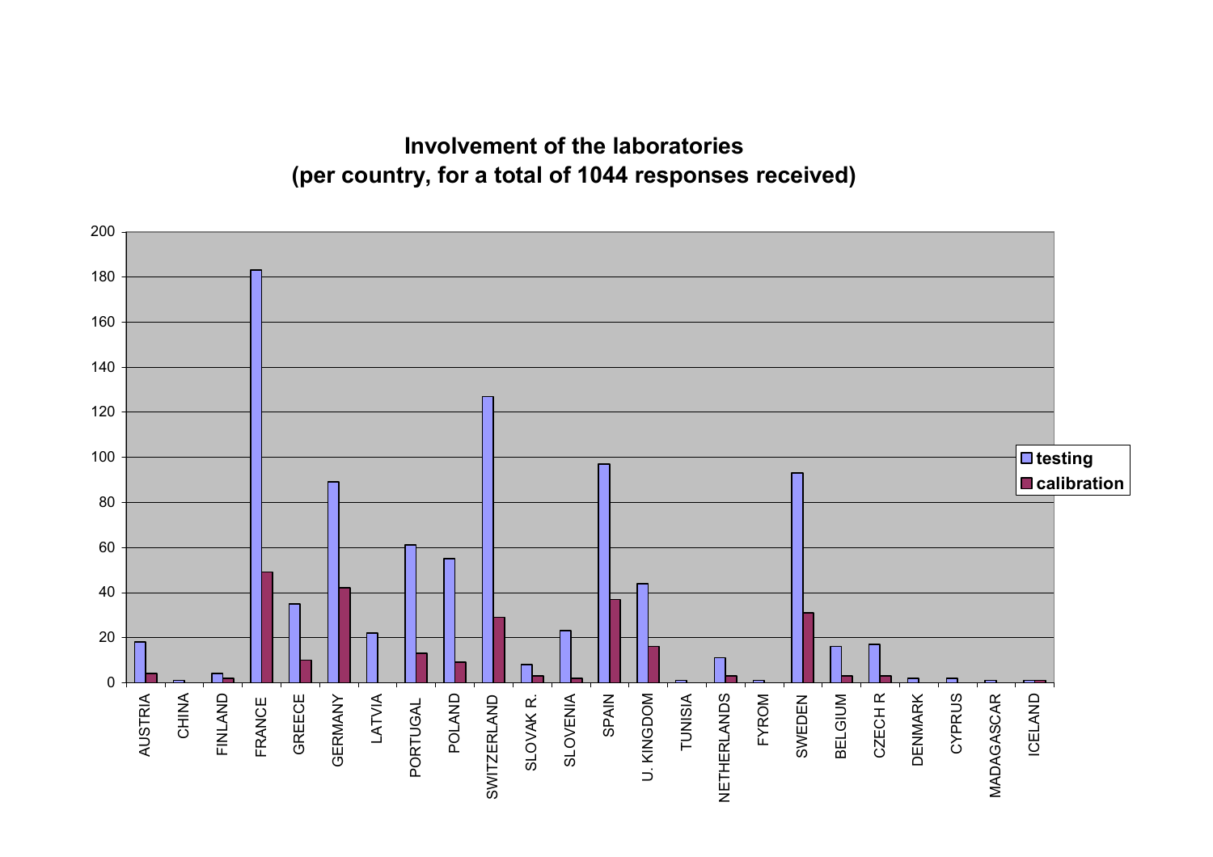**Involvement of the laboratories**
**(per country, for a total of 1044 responses received)**

| Country | testing | calibration |
|---|---|---|
| AUSTRIA | 18 | 4 |
| CHINA | 1 | 0 |
| FINLAND | 4 | 2 |
| FRANCE | 183 | 49 |
| GREECE | 35 | 10 |
| GERMANY | 89 | 42 |
| LATVIA | 22 | 0 |
| PORTUGAL | 61 | 13 |
| POLAND | 55 | 9 |
| SWITZERLAND | 127 | 29 |
| SLOVAK R. | 8 | 3 |
| SLOVENIA | 23 | 2 |
| SPAIN | 97 | 37 |
| U. KINGDOM | 44 | 16 |
| TUNISIA | 1 | 0 |
| NETHERLANDS | 11 | 3 |
| FYROM | 1 | 0 |
| SWEDEN | 93 | 31 |
| BELGIUM | 16 | 3 |
| CZECH R | 17 | 3 |
| DENMARK | 2 | 0 |
| CYPRUS | 2 | 0 |
| MADAGASCAR | 1 | 0 |
| ICELAND | 1 | 1 |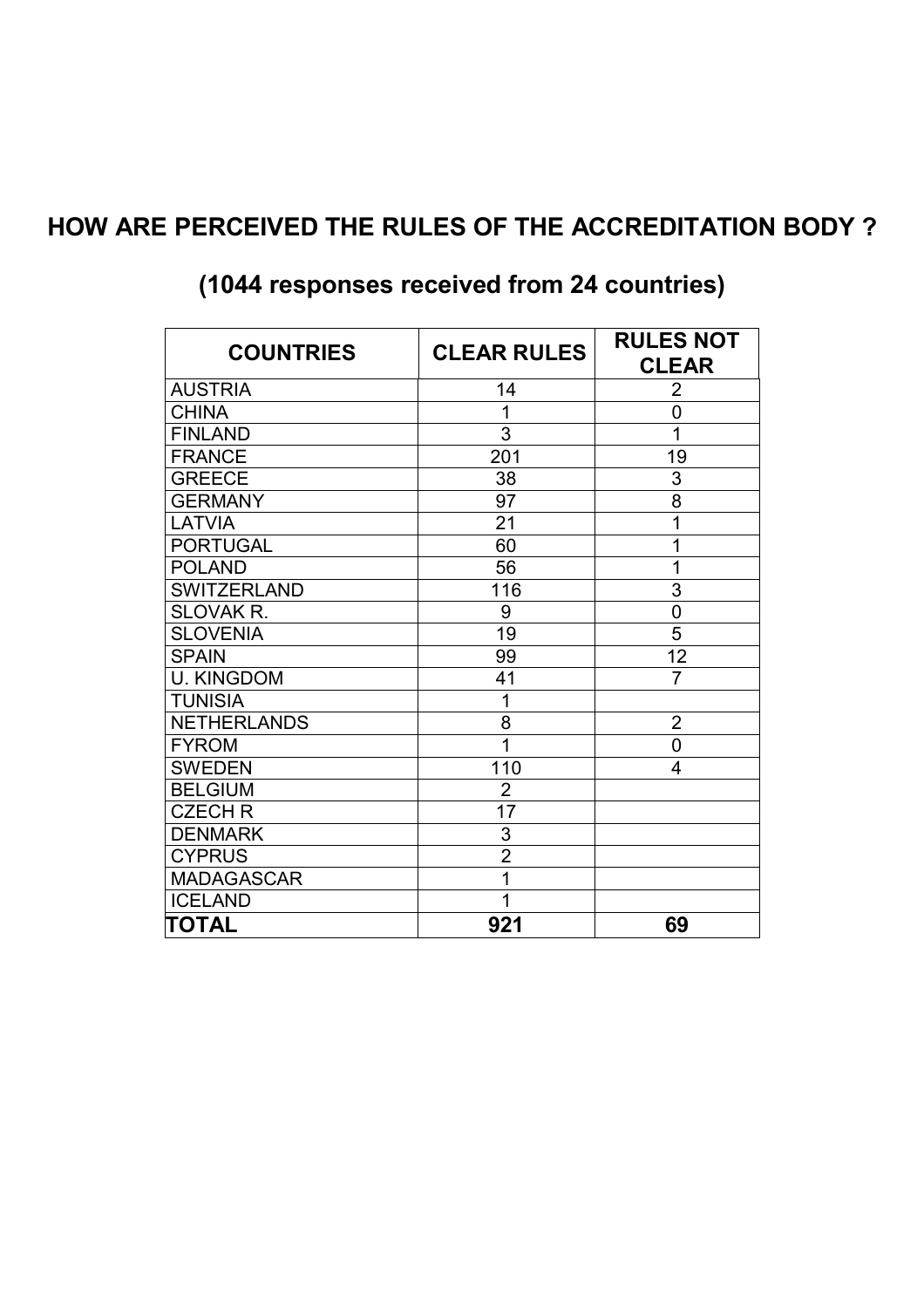# HOW ARE PERCEIVED THE RULES OF THE ACCREDITATION BODY ?

## (1044 responses received from 24 countries)

| COUNTRIES | CLEAR RULES | RULES NOT CLEAR |
|---|---|---|
| AUSTRIA | 14 | 2 |
| CHINA | 1 | 0 |
| FINLAND | 3 | 1 |
| FRANCE | 201 | 19 |
| GREECE | 38 | 3 |
| GERMANY | 97 | 8 |
| LATVIA | 21 | 1 |
| PORTUGAL | 60 | 1 |
| POLAND | 56 | 1 |
| SWITZERLAND | 116 | 3 |
| SLOVAK R. | 9 | 0 |
| SLOVENIA | 19 | 5 |
| SPAIN | 99 | 12 |
| U. KINGDOM | 41 | 7 |
| TUNISIA | 1 | |
| NETHERLANDS | 8 | 2 |
| FYROM | 1 | 0 |
| SWEDEN | 110 | 4 |
| BELGIUM | 2 | |
| CZECH R | 17 | |
| DENMARK | 3 | |
| CYPRUS | 2 | |
| MADAGASCAR | 1 | |
| ICELAND | 1 | |
| **TOTAL** | **921** | **69** |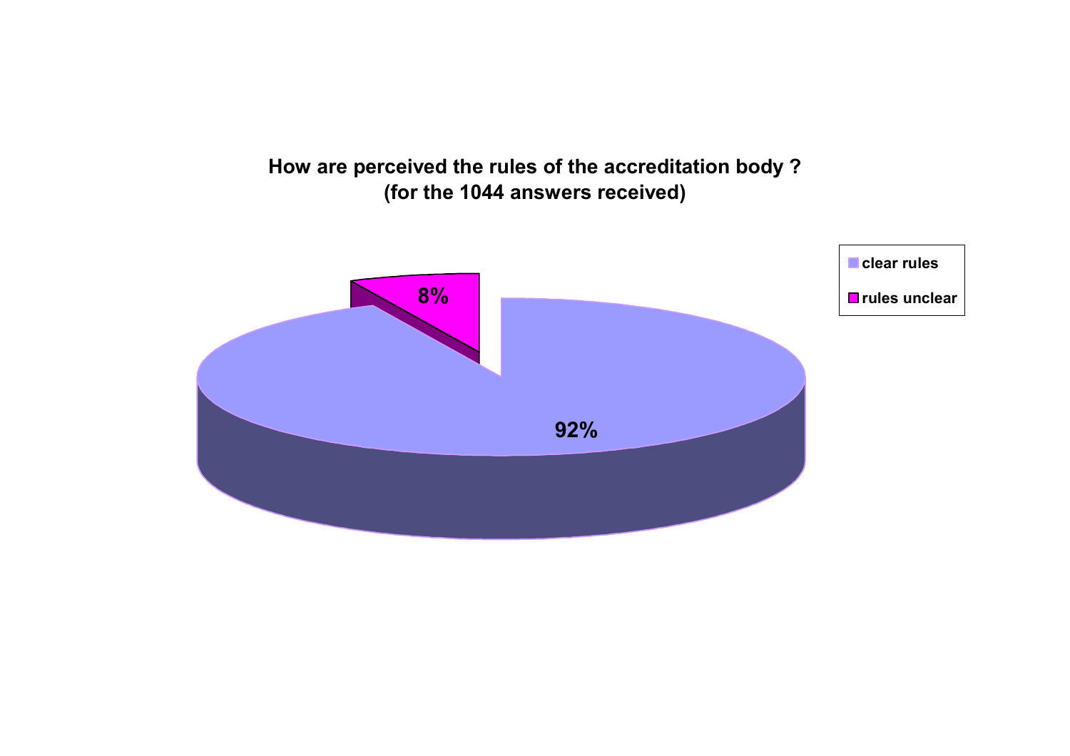**How are perceived the rules of the accreditation body ?**
**(for the 1044 answers received)**

- clear rules: 92%
- rules unclear: 8%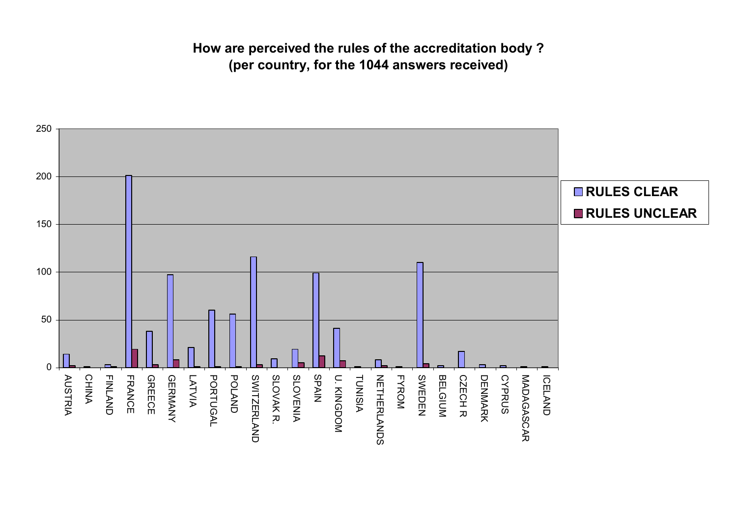**How are perceived the rules of the accreditation body ?**
**(per country, for the 1044 answers received)**

RULES CLEAR

RULES UNCLEAR

250

200

150

100

50

0

AUSTRIA CHINA FINLAND FRANCE GREECE GERMANY LATVIA PORTUGAL POLAND SWITZERLAND SLOVAK R. SLOVENIA SPAIN U. KINGDOM TUNISIA NETHERLANDS FYROM SWEDEN BELGIUM CZECH R DENMARK CYPRUS MADAGASCAR ICELAND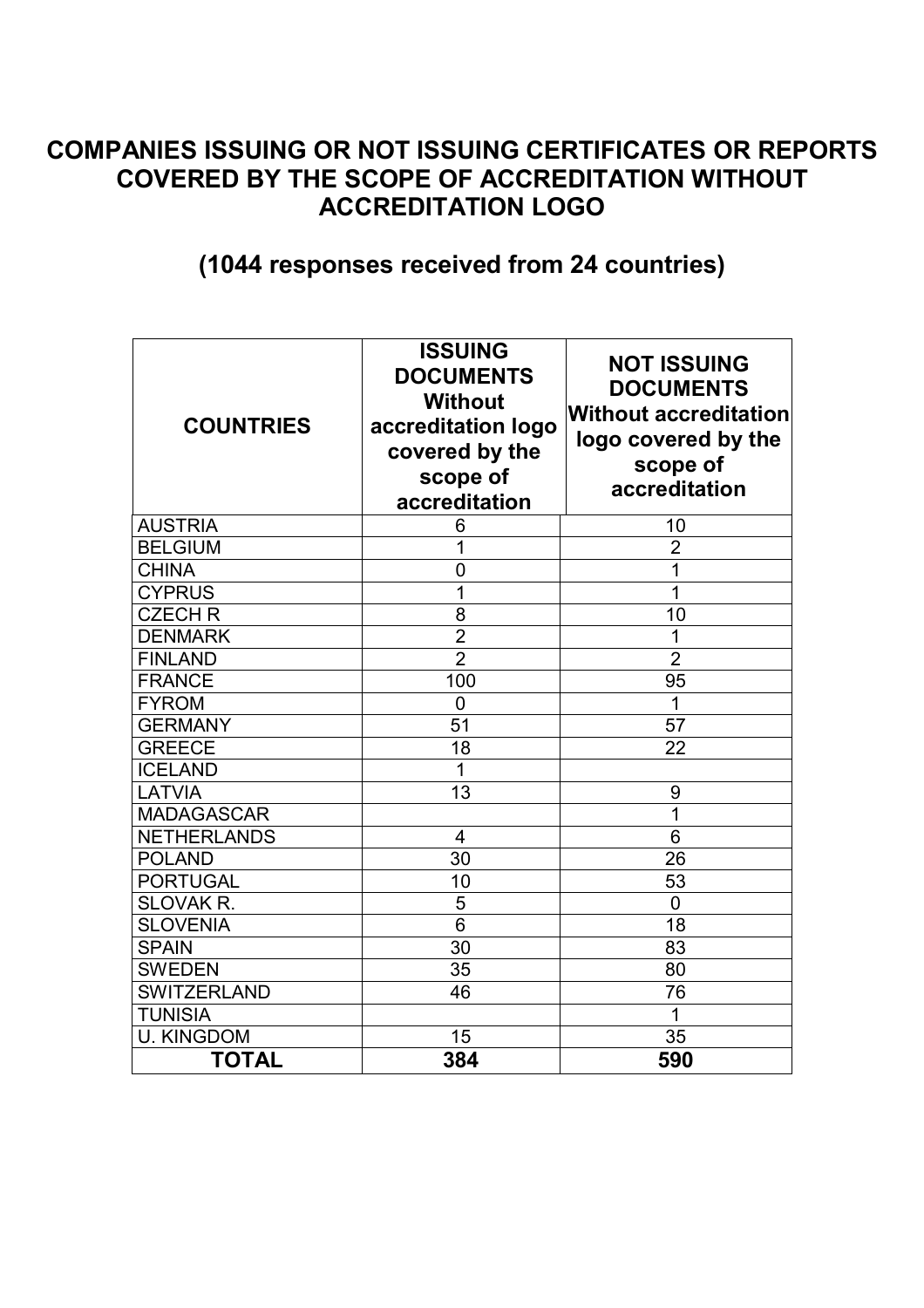# COMPANIES ISSUING OR NOT ISSUING CERTIFICATES OR REPORTS COVERED BY THE SCOPE OF ACCREDITATION WITHOUT ACCREDITATION LOGO

## (1044 responses received from 24 countries)

| COUNTRIES | ISSUING DOCUMENTS Without accreditation logo covered by the scope of accreditation | NOT ISSUING DOCUMENTS Without accreditation logo covered by the scope of accreditation |
|---|---|---|
| AUSTRIA | 6 | 10 |
| BELGIUM | 1 | 2 |
| CHINA | 0 | 1 |
| CYPRUS | 1 | 1 |
| CZECH R | 8 | 10 |
| DENMARK | 2 | 1 |
| FINLAND | 2 | 2 |
| FRANCE | 100 | 95 |
| FYROM | 0 | 1 |
| GERMANY | 51 | 57 |
| GREECE | 18 | 22 |
| ICELAND | 1 | |
| LATVIA | 13 | 9 |
| MADAGASCAR | | 1 |
| NETHERLANDS | 4 | 6 |
| POLAND | 30 | 26 |
| PORTUGAL | 10 | 53 |
| SLOVAK R. | 5 | 0 |
| SLOVENIA | 6 | 18 |
| SPAIN | 30 | 83 |
| SWEDEN | 35 | 80 |
| SWITZERLAND | 46 | 76 |
| TUNISIA | | 1 |
| U. KINGDOM | 15 | 35 |
| **TOTAL** | **384** | **590** |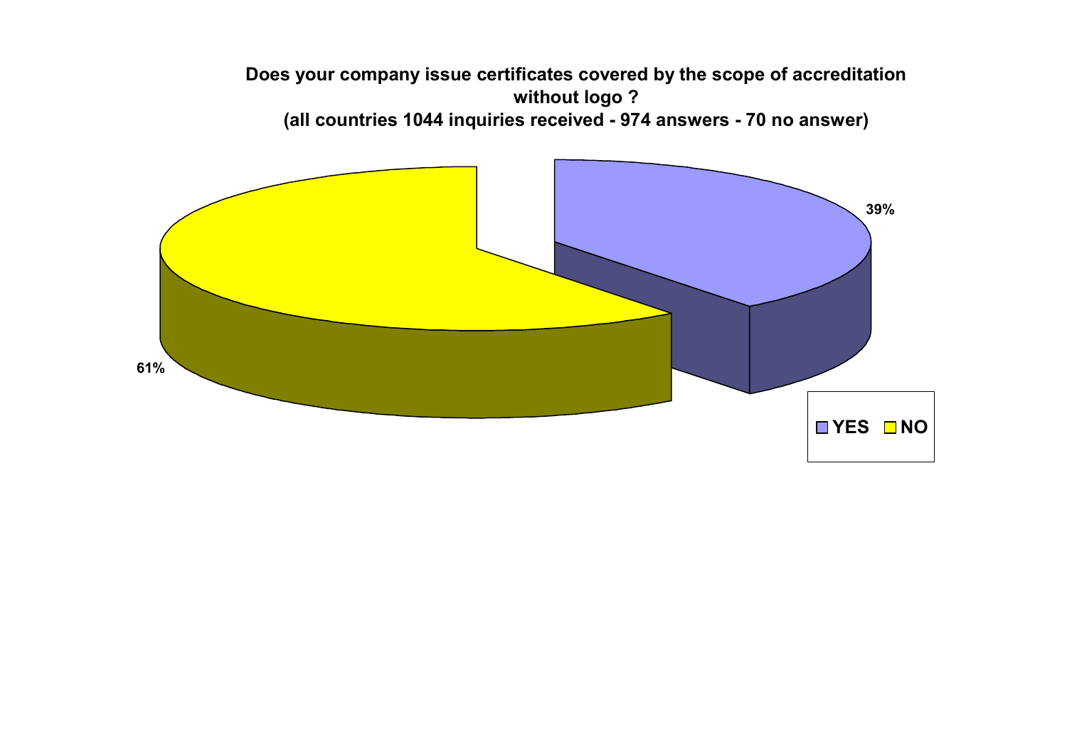**Does your company issue certificates covered by the scope of accreditation without logo ?**
**(all countries 1044 inquiries received - 974 answers - 70 no answer)**

39%

61%

YES NO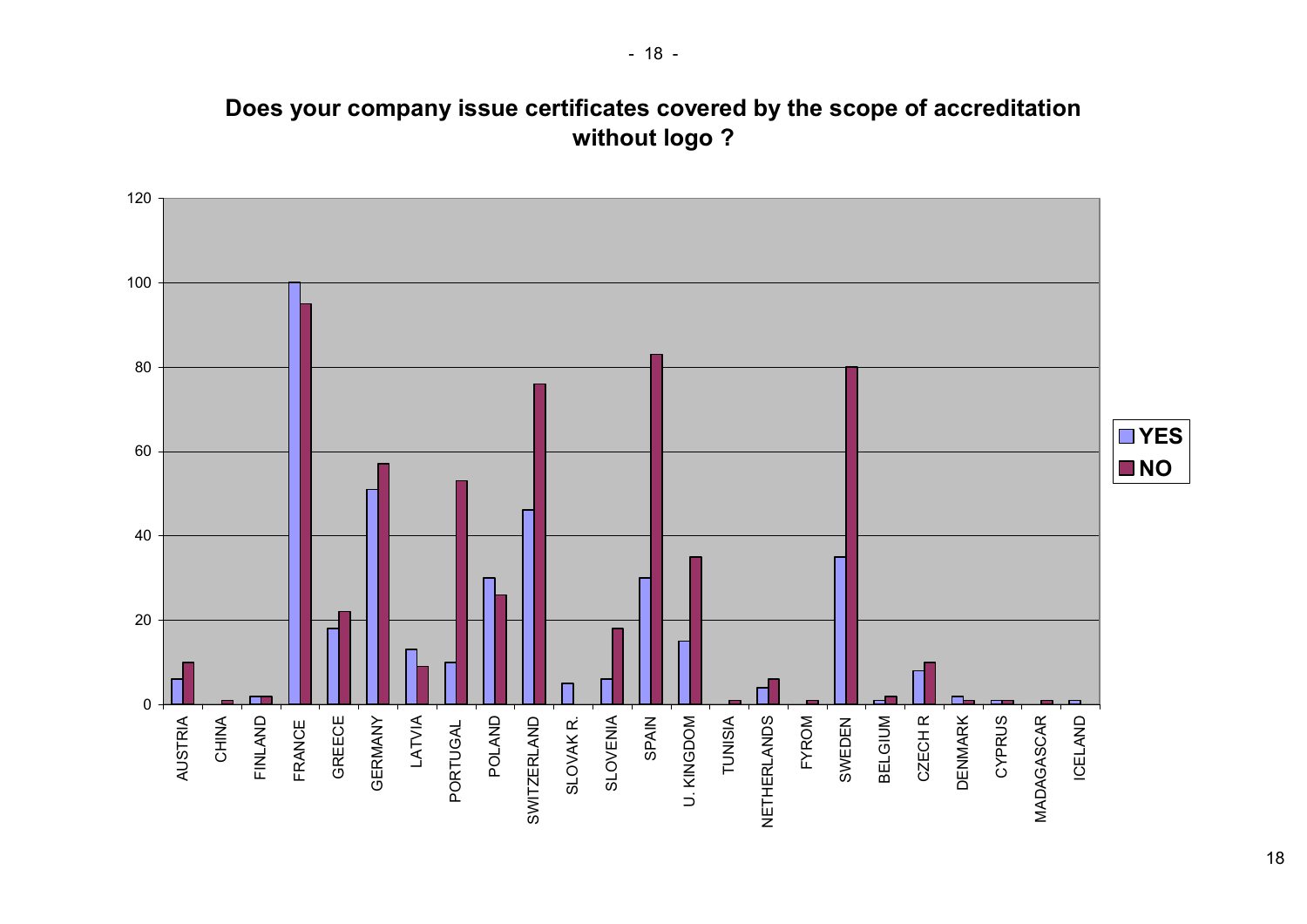**Does your company issue certificates covered by the scope of accreditation without logo ?**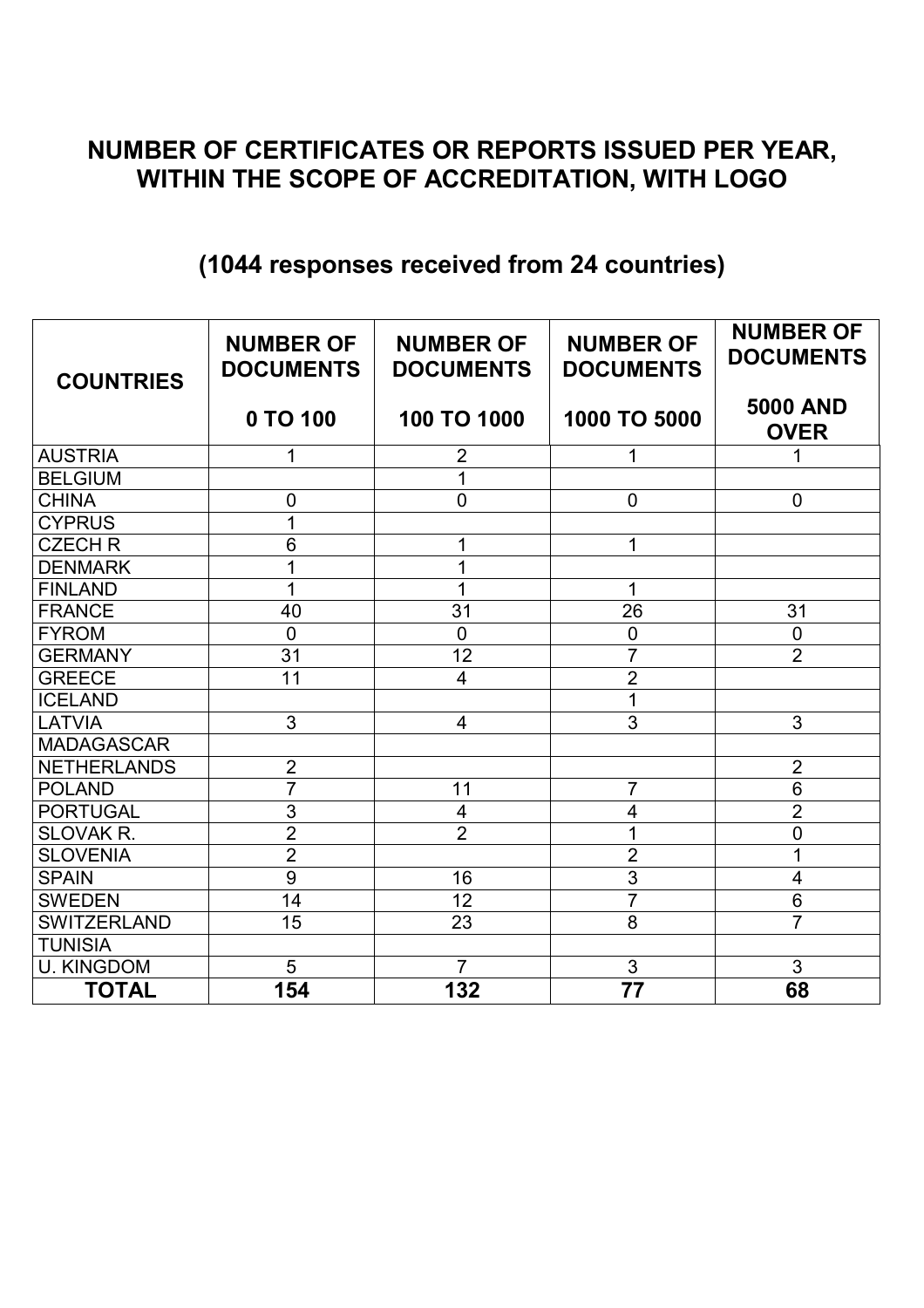## NUMBER OF CERTIFICATES OR REPORTS ISSUED PER YEAR, WITHIN THE SCOPE OF ACCREDITATION, WITH LOGO

## (1044 responses received from 24 countries)

| COUNTRIES | NUMBER OF DOCUMENTS<br>0 TO 100 | NUMBER OF DOCUMENTS<br>100 TO 1000 | NUMBER OF DOCUMENTS<br>1000 TO 5000 | NUMBER OF DOCUMENTS<br>5000 AND OVER |
|---|---|---|---|---|
| AUSTRIA | 1 | 2 | 1 | 1 |
| BELGIUM | | 1 | | |
| CHINA | 0 | 0 | 0 | 0 |
| CYPRUS | 1 | | | |
| CZECH R | 6 | 1 | 1 | |
| DENMARK | 1 | 1 | | |
| FINLAND | 1 | 1 | 1 | |
| FRANCE | 40 | 31 | 26 | 31 |
| FYROM | 0 | 0 | 0 | 0 |
| GERMANY | 31 | 12 | 7 | 2 |
| GREECE | 11 | 4 | 2 | |
| ICELAND | | | 1 | |
| LATVIA | 3 | 4 | 3 | 3 |
| MADAGASCAR | | | | |
| NETHERLANDS | 2 | | | 2 |
| POLAND | 7 | 11 | 7 | 6 |
| PORTUGAL | 3 | 4 | 4 | 2 |
| SLOVAK R. | 2 | 2 | 1 | 0 |
| SLOVENIA | 2 | | 2 | 1 |
| SPAIN | 9 | 16 | 3 | 4 |
| SWEDEN | 14 | 12 | 7 | 6 |
| SWITZERLAND | 15 | 23 | 8 | 7 |
| TUNISIA | | | | |
| U. KINGDOM | 5 | 7 | 3 | 3 |
| **TOTAL** | **154** | **132** | **77** | **68** |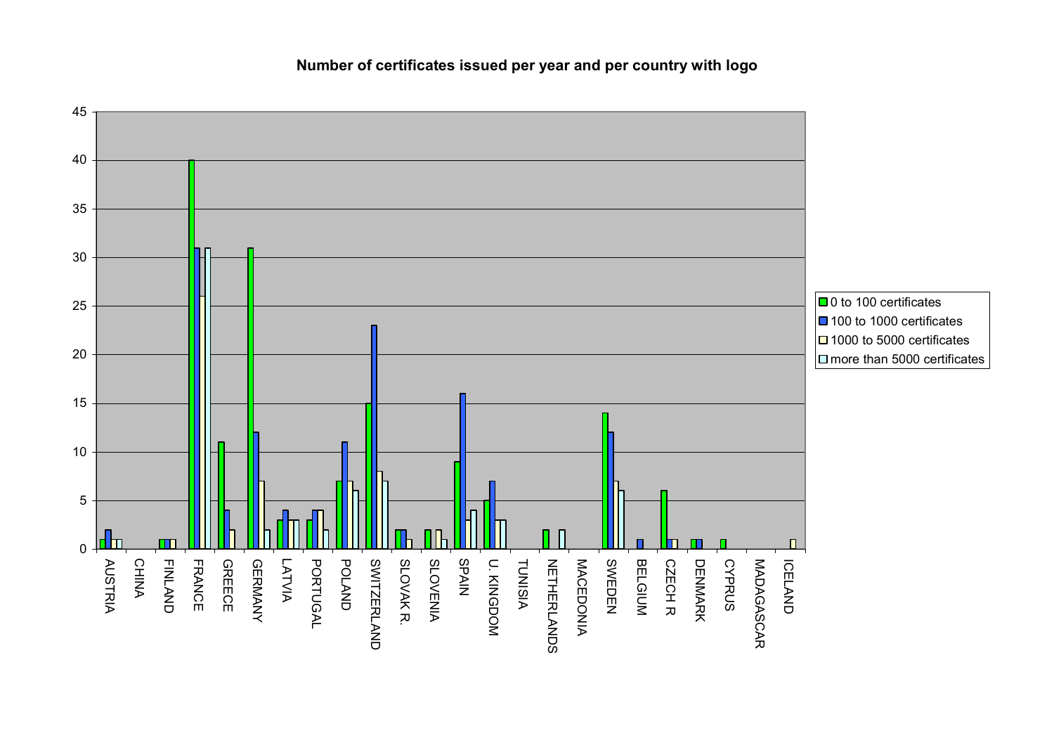**Number of certificates issued per year and per country with logo**

| Country | 0 to 100 certificates | 100 to 1000 certificates | 1000 to 5000 certificates | more than 5000 certificates |
|---|---|---|---|---|
| AUSTRIA | | | | |
| CHINA | | | | |
| FINLAND | | | | |
| FRANCE | | | | |
| GREECE | | | | |
| GERMANY | | | | |
| LATVIA | | | | |
| PORTUGAL | | | | |
| POLAND | | | | |
| SWITZERLAND | | | | |
| SLOVAK R. | | | | |
| SLOVENIA | | | | |
| SPAIN | | | | |
| U. KINGDOM | | | | |
| TUNISIA | | | | |
| NETHERLANDS | | | | |
| MACEDONIA | | | | |
| SWEDEN | | | | |
| BELGIUM | | | | |
| CZECH R | | | | |
| DENMARK | | | | |
| CYPRUS | | | | |
| MADAGASCAR | | | | |
| ICELAND | | | | |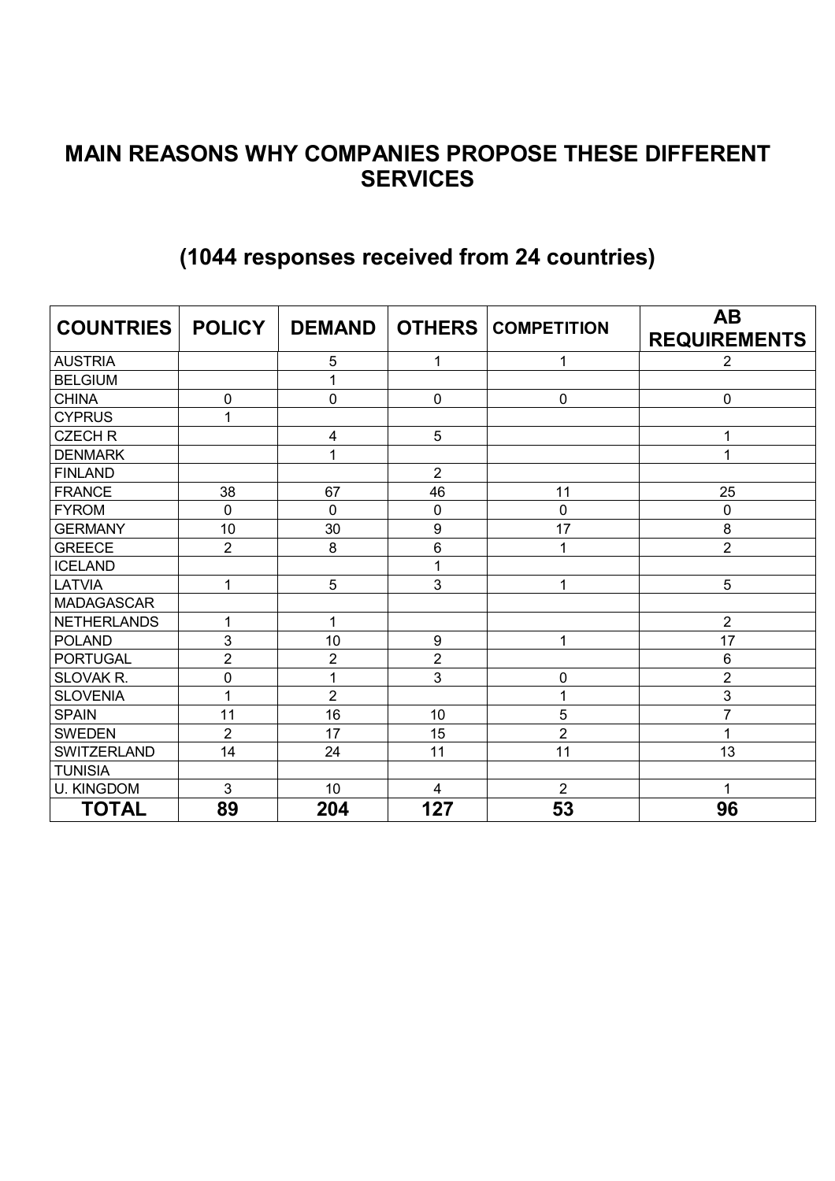# MAIN REASONS WHY COMPANIES PROPOSE THESE DIFFERENT SERVICES

## (1044 responses received from 24 countries)

| COUNTRIES | POLICY | DEMAND | OTHERS | COMPETITION | AB REQUIREMENTS |
|---|---|---|---|---|---|
| AUSTRIA | | 5 | 1 | 1 | 2 |
| BELGIUM | | 1 | | | |
| CHINA | 0 | 0 | 0 | 0 | 0 |
| CYPRUS | 1 | | | | |
| CZECH R | | 4 | 5 | | 1 |
| DENMARK | | 1 | | | 1 |
| FINLAND | | | 2 | | |
| FRANCE | 38 | 67 | 46 | 11 | 25 |
| FYROM | 0 | 0 | 0 | 0 | 0 |
| GERMANY | 10 | 30 | 9 | 17 | 8 |
| GREECE | 2 | 8 | 6 | 1 | 2 |
| ICELAND | | | 1 | | |
| LATVIA | 1 | 5 | 3 | 1 | 5 |
| MADAGASCAR | | | | | |
| NETHERLANDS | 1 | 1 | | | 2 |
| POLAND | 3 | 10 | 9 | 1 | 17 |
| PORTUGAL | 2 | 2 | 2 | | 6 |
| SLOVAK R. | 0 | 1 | 3 | 0 | 2 |
| SLOVENIA | 1 | 2 | | 1 | 3 |
| SPAIN | 11 | 16 | 10 | 5 | 7 |
| SWEDEN | 2 | 17 | 15 | 2 | 1 |
| SWITZERLAND | 14 | 24 | 11 | 11 | 13 |
| TUNISIA | | | | | |
| U. KINGDOM | 3 | 10 | 4 | 2 | 1 |
| **TOTAL** | **89** | **204** | **127** | **53** | **96** |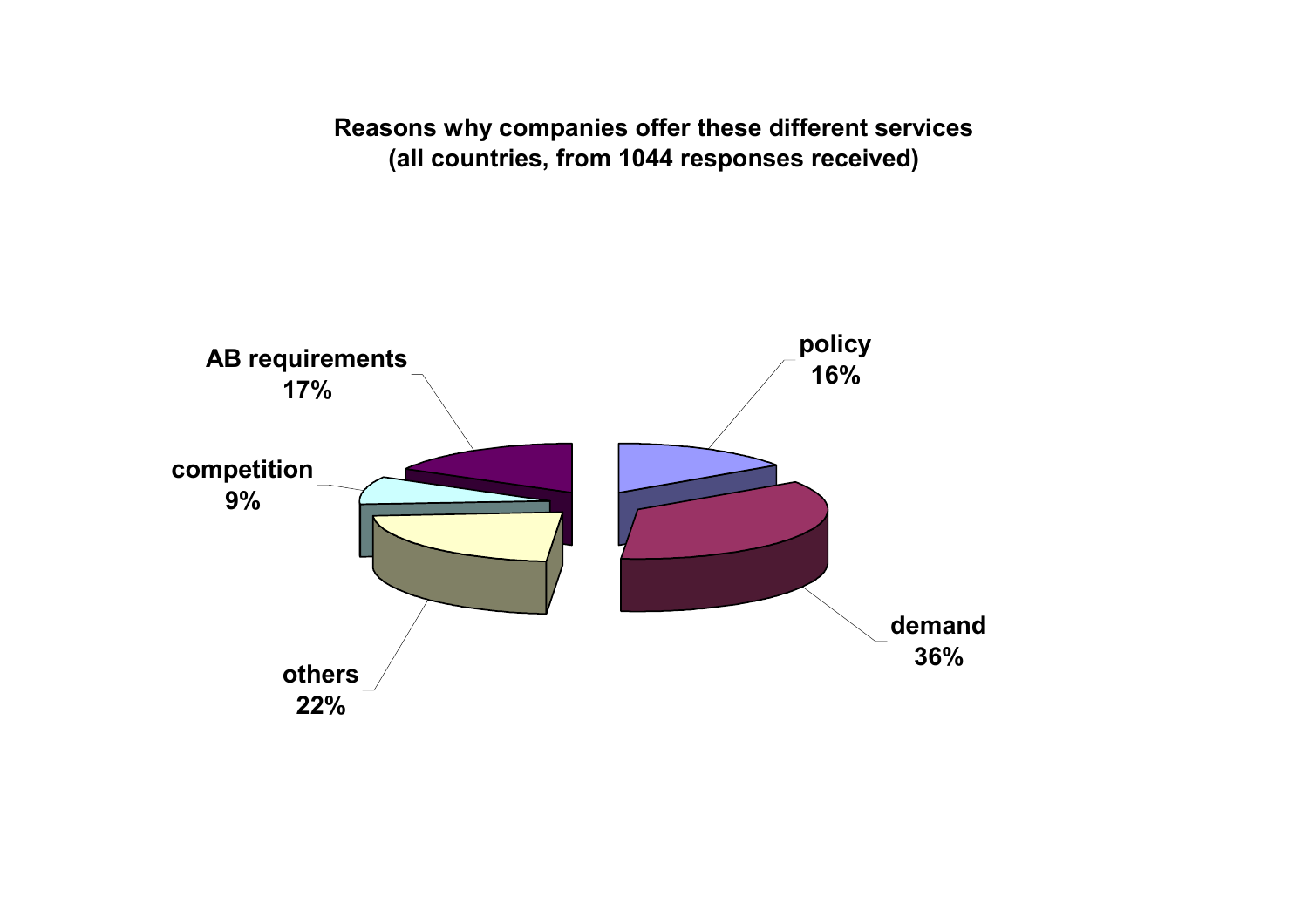**Reasons why companies offer these different services
(all countries, from 1044 responses received)**

| Reason | Share |
| --- | --- |
| policy | 16% |
| demand | 36% |
| others | 22% |
| competition | 9% |
| AB requirements | 17% |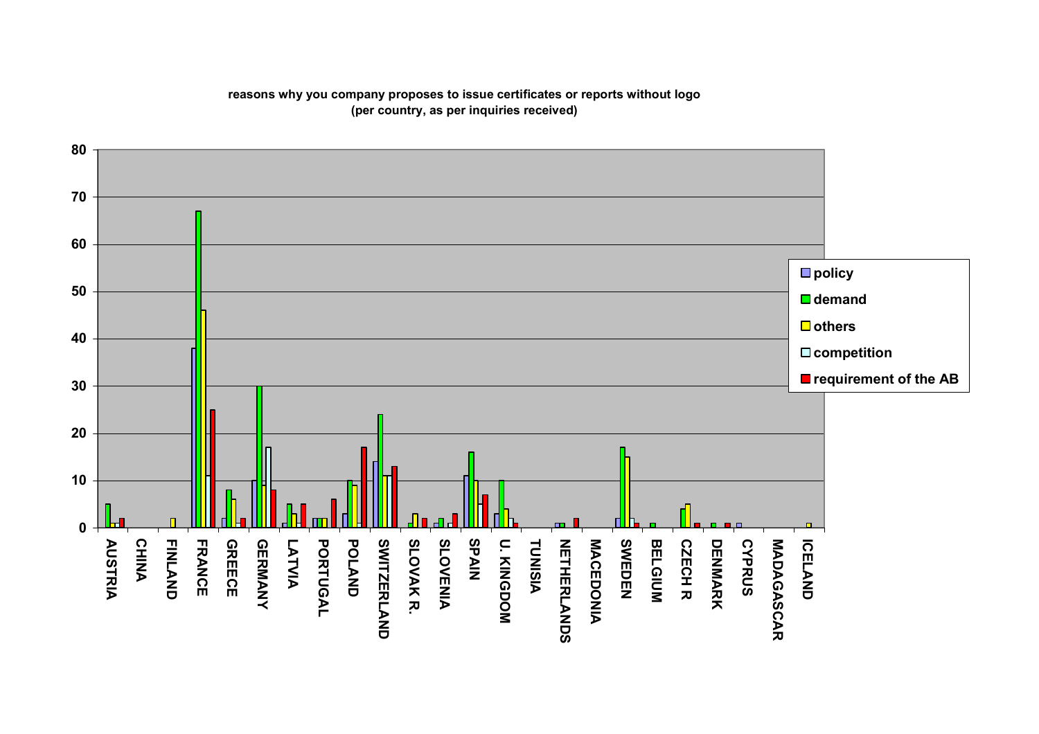**reasons why you company proposes to issue certificates or reports without logo**
**(per country, as per inquiries received)**

| Country | policy | demand | others | competition | requirement of the AB |
|---|---|---|---|---|---|
| AUSTRIA | 0 | 5 | 1 | 1 | 2 |
| CHINA | 0 | 0 | 0 | 0 | 0 |
| FINLAND | 0 | 0 | 2 | 0 | 0 |
| FRANCE | 38 | 67 | 46 | 11 | 25 |
| GREECE | 2 | 8 | 6 | 1 | 2 |
| GERMANY | 10 | 30 | 9 | 17 | 8 |
| LATVIA | 1 | 5 | 3 | 1 | 5 |
| PORTUGAL | 2 | 2 | 2 | 0 | 6 |
| POLAND | 3 | 10 | 9 | 1 | 17 |
| SWITZERLAND | 14 | 24 | 11 | 11 | 13 |
| SLOVAK R. | 0 | 1 | 3 | 0 | 2 |
| SLOVENIA | 1 | 2 | 0 | 1 | 3 |
| SPAIN | 11 | 16 | 10 | 5 | 7 |
| U. KINGDOM | 3 | 10 | 4 | 2 | 1 |
| TUNISIA | 0 | 0 | 0 | 0 | 0 |
| NETHERLANDS | 1 | 1 | 0 | 0 | 2 |
| MACEDONIA | 0 | 0 | 0 | 0 | 0 |
| SWEDEN | 2 | 17 | 15 | 2 | 1 |
| BELGIUM | 0 | 1 | 0 | 0 | 0 |
| CZECH R | 0 | 4 | 5 | 0 | 1 |
| DENMARK | 0 | 1 | 0 | 0 | 1 |
| CYPRUS | 1 | 0 | 0 | 0 | 0 |
| MADAGASCAR | 0 | 0 | 0 | 0 | 0 |
| ICELAND | 0 | 0 | 1 | 0 | 0 |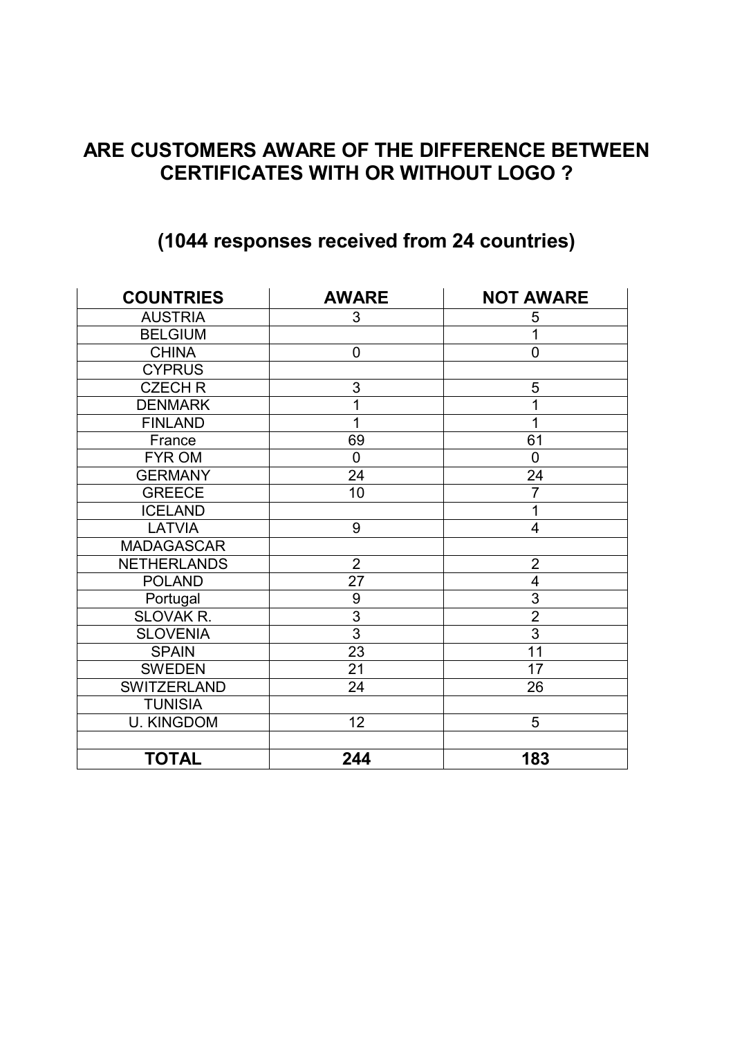## ARE CUSTOMERS AWARE OF THE DIFFERENCE BETWEEN CERTIFICATES WITH OR WITHOUT LOGO ?

## (1044 responses received from 24 countries)

| COUNTRIES | AWARE | NOT AWARE |
|---|---|---|
| AUSTRIA | 3 | 5 |
| BELGIUM | | 1 |
| CHINA | 0 | 0 |
| CYPRUS | | |
| CZECH R | 3 | 5 |
| DENMARK | 1 | 1 |
| FINLAND | 1 | 1 |
| France | 69 | 61 |
| FYR OM | 0 | 0 |
| GERMANY | 24 | 24 |
| GREECE | 10 | 7 |
| ICELAND | | 1 |
| LATVIA | 9 | 4 |
| MADAGASCAR | | |
| NETHERLANDS | 2 | 2 |
| POLAND | 27 | 4 |
| Portugal | 9 | 3 |
| SLOVAK R. | 3 | 2 |
| SLOVENIA | 3 | 3 |
| SPAIN | 23 | 11 |
| SWEDEN | 21 | 17 |
| SWITZERLAND | 24 | 26 |
| TUNISIA | | |
| U. KINGDOM | 12 | 5 |
| | | |
| **TOTAL** | **244** | **183** |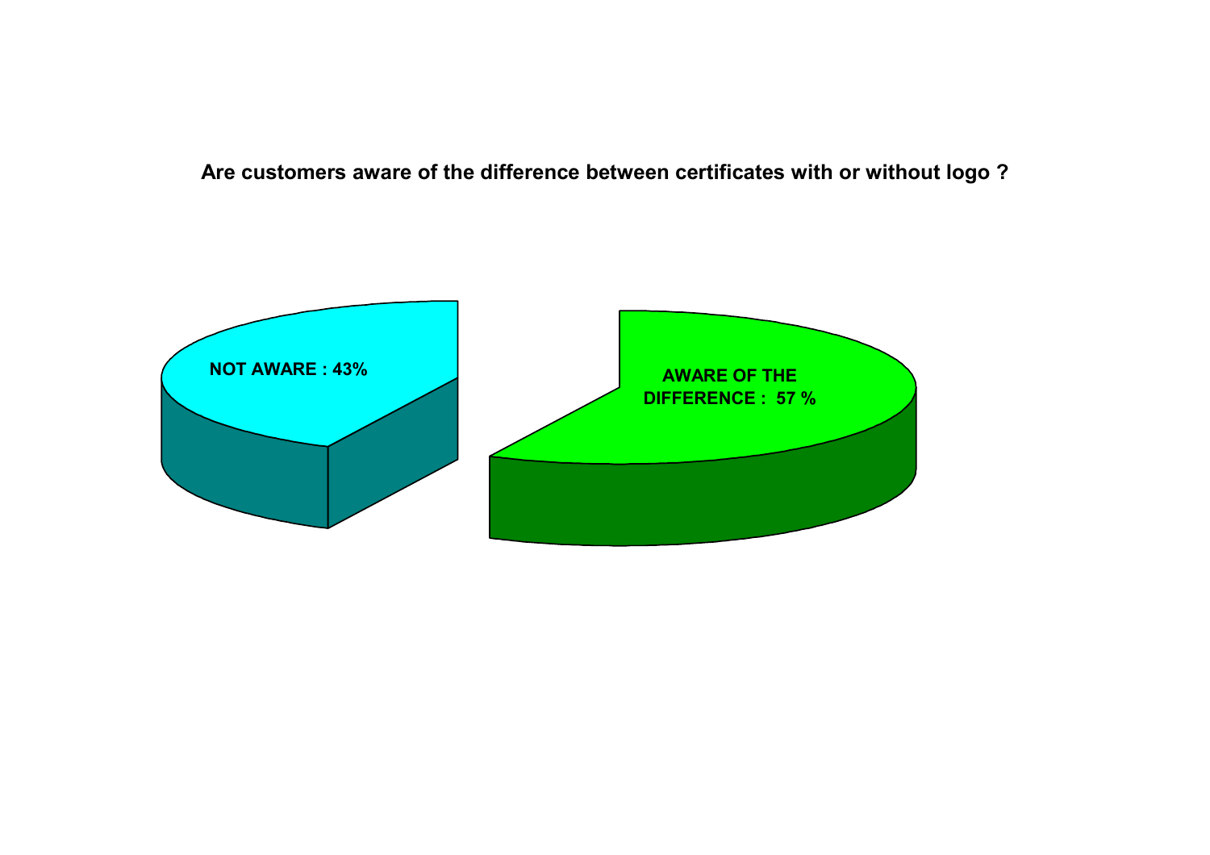**Are customers aware of the difference between certificates with or without logo ?**

NOT AWARE : 43%

AWARE OF THE DIFFERENCE : 57 %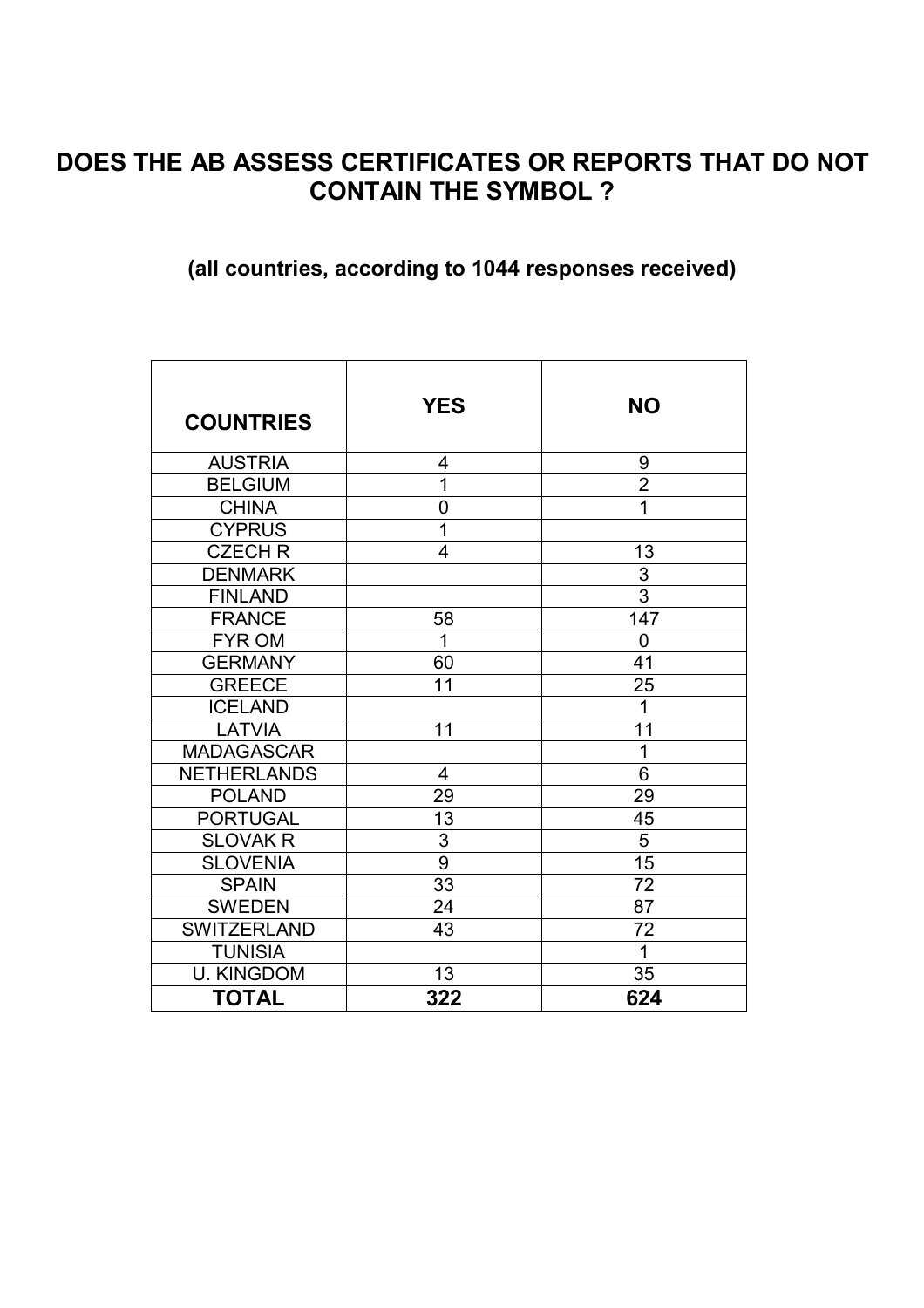# DOES THE AB ASSESS CERTIFICATES OR REPORTS THAT DO NOT CONTAIN THE SYMBOL ?

**(all countries, according to 1044 responses received)**

| COUNTRIES | YES | NO |
|---|---|---|
| AUSTRIA | 4 | 9 |
| BELGIUM | 1 | 2 |
| CHINA | 0 | 1 |
| CYPRUS | 1 | |
| CZECH R | 4 | 13 |
| DENMARK | | 3 |
| FINLAND | | 3 |
| FRANCE | 58 | 147 |
| FYR OM | 1 | 0 |
| GERMANY | 60 | 41 |
| GREECE | 11 | 25 |
| ICELAND | | 1 |
| LATVIA | 11 | 11 |
| MADAGASCAR | | 1 |
| NETHERLANDS | 4 | 6 |
| POLAND | 29 | 29 |
| PORTUGAL | 13 | 45 |
| SLOVAK R | 3 | 5 |
| SLOVENIA | 9 | 15 |
| SPAIN | 33 | 72 |
| SWEDEN | 24 | 87 |
| SWITZERLAND | 43 | 72 |
| TUNISIA | | 1 |
| U. KINGDOM | 13 | 35 |
| **TOTAL** | **322** | **624** |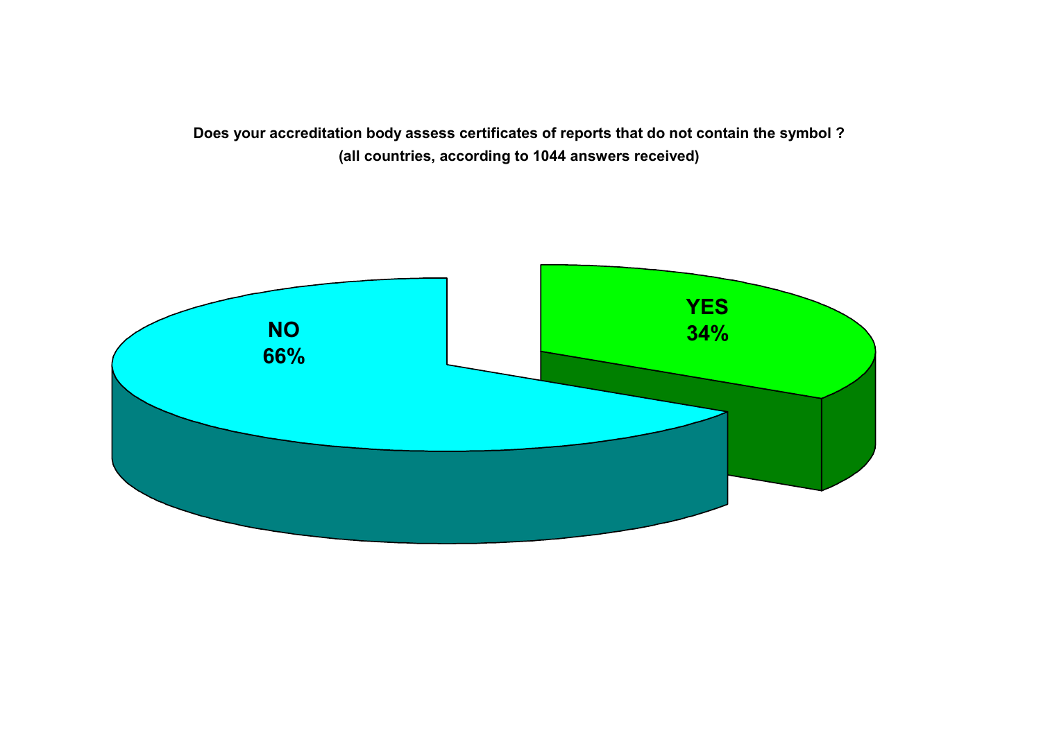**Does your accreditation body assess certificates of reports that do not contain the symbol ?**
**(all countries, according to 1044 answers received)**

NO
66%

YES
34%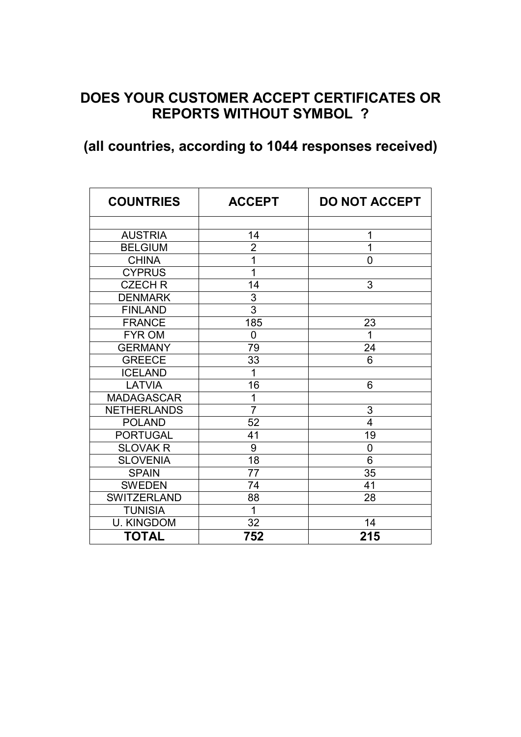## DOES YOUR CUSTOMER ACCEPT CERTIFICATES OR REPORTS WITHOUT SYMBOL ?

## (all countries, according to 1044 responses received)

| COUNTRIES | ACCEPT | DO NOT ACCEPT |
|---|---|---|
| | | |
| AUSTRIA | 14 | 1 |
| BELGIUM | 2 | 1 |
| CHINA | 1 | 0 |
| CYPRUS | 1 | |
| CZECH R | 14 | 3 |
| DENMARK | 3 | |
| FINLAND | 3 | |
| FRANCE | 185 | 23 |
| FYR OM | 0 | 1 |
| GERMANY | 79 | 24 |
| GREECE | 33 | 6 |
| ICELAND | 1 | |
| LATVIA | 16 | 6 |
| MADAGASCAR | 1 | |
| NETHERLANDS | 7 | 3 |
| POLAND | 52 | 4 |
| PORTUGAL | 41 | 19 |
| SLOVAK R | 9 | 0 |
| SLOVENIA | 18 | 6 |
| SPAIN | 77 | 35 |
| SWEDEN | 74 | 41 |
| SWITZERLAND | 88 | 28 |
| TUNISIA | 1 | |
| U. KINGDOM | 32 | 14 |
| **TOTAL** | **752** | **215** |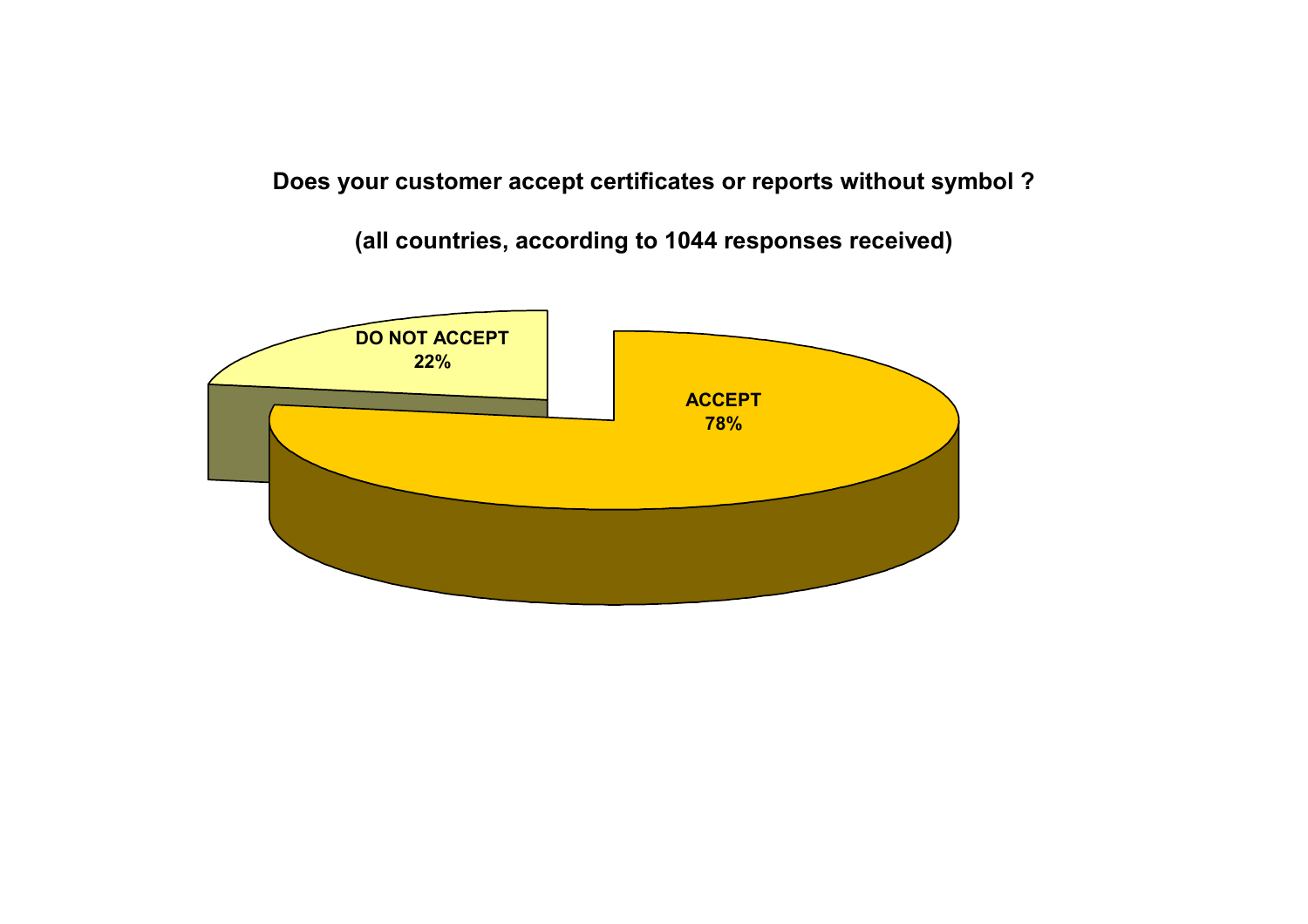**Does your customer accept certificates or reports without symbol ?**

**(all countries, according to 1044 responses received)**

DO NOT ACCEPT
22%

ACCEPT
78%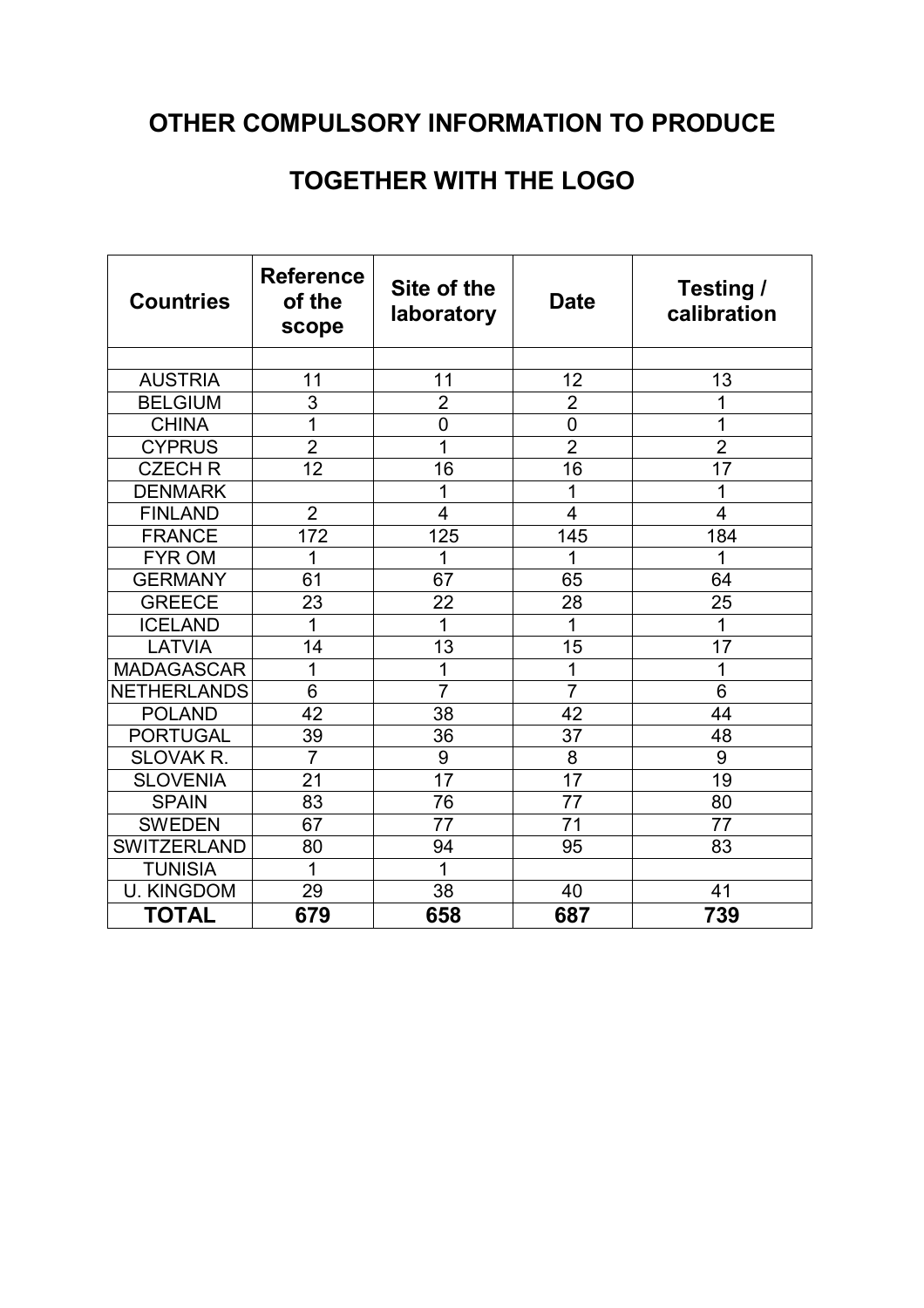# OTHER COMPULSORY INFORMATION TO PRODUCE TOGETHER WITH THE LOGO

| Countries | Reference of the scope | Site of the laboratory | Date | Testing / calibration |
|---|---|---|---|---|
| | | | | |
| AUSTRIA | 11 | 11 | 12 | 13 |
| BELGIUM | 3 | 2 | 2 | 1 |
| CHINA | 1 | 0 | 0 | 1 |
| CYPRUS | 2 | 1 | 2 | 2 |
| CZECH R | 12 | 16 | 16 | 17 |
| DENMARK | | 1 | 1 | 1 |
| FINLAND | 2 | 4 | 4 | 4 |
| FRANCE | 172 | 125 | 145 | 184 |
| FYR OM | 1 | 1 | 1 | 1 |
| GERMANY | 61 | 67 | 65 | 64 |
| GREECE | 23 | 22 | 28 | 25 |
| ICELAND | 1 | 1 | 1 | 1 |
| LATVIA | 14 | 13 | 15 | 17 |
| MADAGASCAR | 1 | 1 | 1 | 1 |
| NETHERLANDS | 6 | 7 | 7 | 6 |
| POLAND | 42 | 38 | 42 | 44 |
| PORTUGAL | 39 | 36 | 37 | 48 |
| SLOVAK R. | 7 | 9 | 8 | 9 |
| SLOVENIA | 21 | 17 | 17 | 19 |
| SPAIN | 83 | 76 | 77 | 80 |
| SWEDEN | 67 | 77 | 71 | 77 |
| SWITZERLAND | 80 | 94 | 95 | 83 |
| TUNISIA | 1 | 1 | | |
| U. KINGDOM | 29 | 38 | 40 | 41 |
| **TOTAL** | **679** | **658** | **687** | **739** |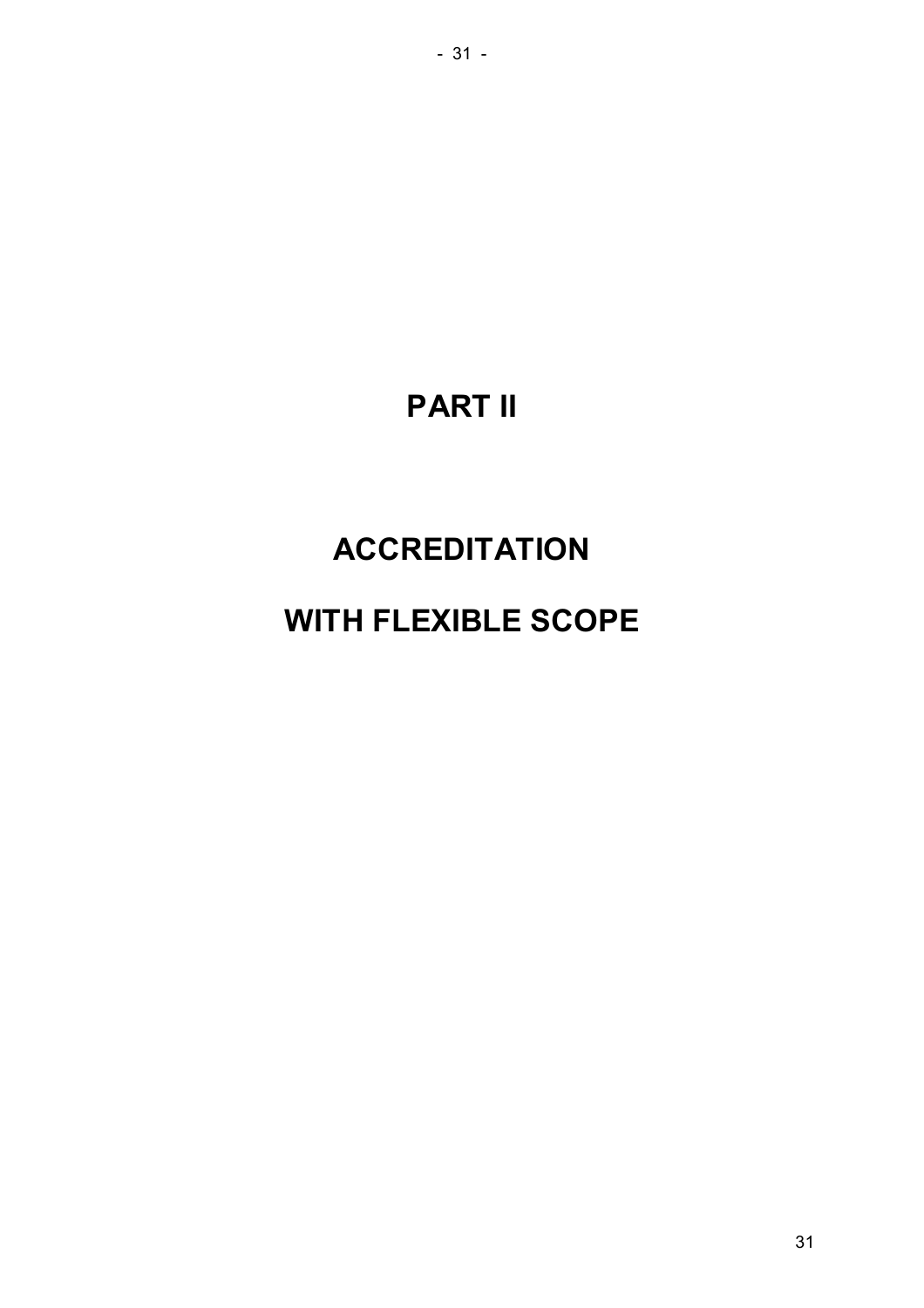# PART II

# ACCREDITATION

# WITH FLEXIBLE SCOPE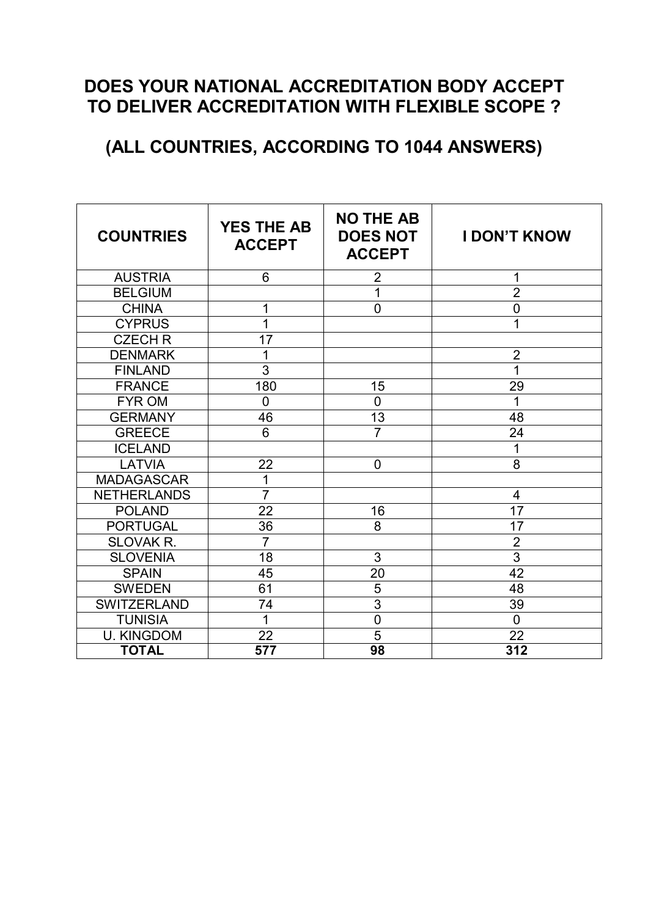## DOES YOUR NATIONAL ACCREDITATION BODY ACCEPT TO DELIVER ACCREDITATION WITH FLEXIBLE SCOPE ?

## (ALL COUNTRIES, ACCORDING TO 1044 ANSWERS)

| COUNTRIES | YES THE AB ACCEPT | NO THE AB DOES NOT ACCEPT | I DON'T KNOW |
|---|---|---|---|
| AUSTRIA | 6 | 2 | 1 |
| BELGIUM | | 1 | 2 |
| CHINA | 1 | 0 | 0 |
| CYPRUS | 1 | | 1 |
| CZECH R | 17 | | |
| DENMARK | 1 | | 2 |
| FINLAND | 3 | | 1 |
| FRANCE | 180 | 15 | 29 |
| FYR OM | 0 | 0 | 1 |
| GERMANY | 46 | 13 | 48 |
| GREECE | 6 | 7 | 24 |
| ICELAND | | | 1 |
| LATVIA | 22 | 0 | 8 |
| MADAGASCAR | 1 | | |
| NETHERLANDS | 7 | | 4 |
| POLAND | 22 | 16 | 17 |
| PORTUGAL | 36 | 8 | 17 |
| SLOVAK R. | 7 | | 2 |
| SLOVENIA | 18 | 3 | 3 |
| SPAIN | 45 | 20 | 42 |
| SWEDEN | 61 | 5 | 48 |
| SWITZERLAND | 74 | 3 | 39 |
| TUNISIA | 1 | 0 | 0 |
| U. KINGDOM | 22 | 5 | 22 |
| **TOTAL** | **577** | **98** | **312** |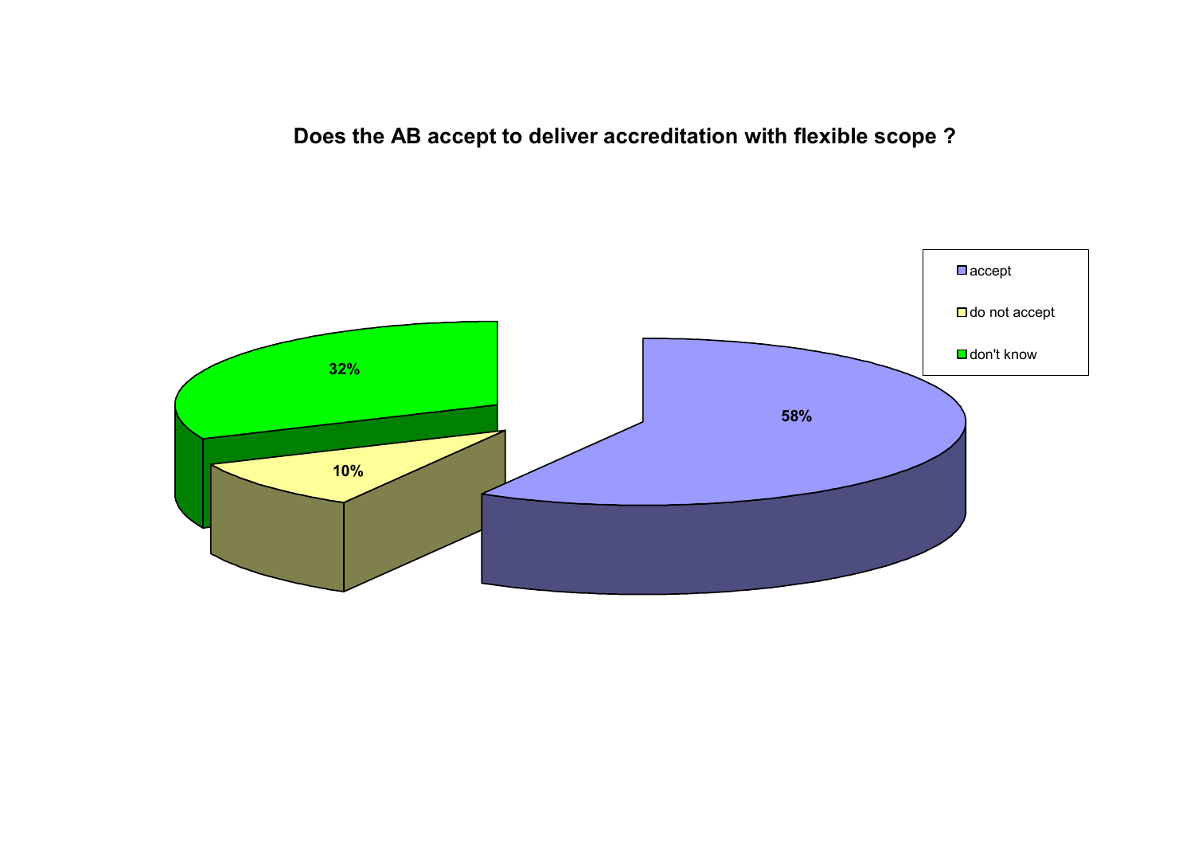**Does the AB accept to deliver accreditation with flexible scope ?**

| | |
|---|---|
| accept | 58% |
| do not accept | 10% |
| don't know | 32% |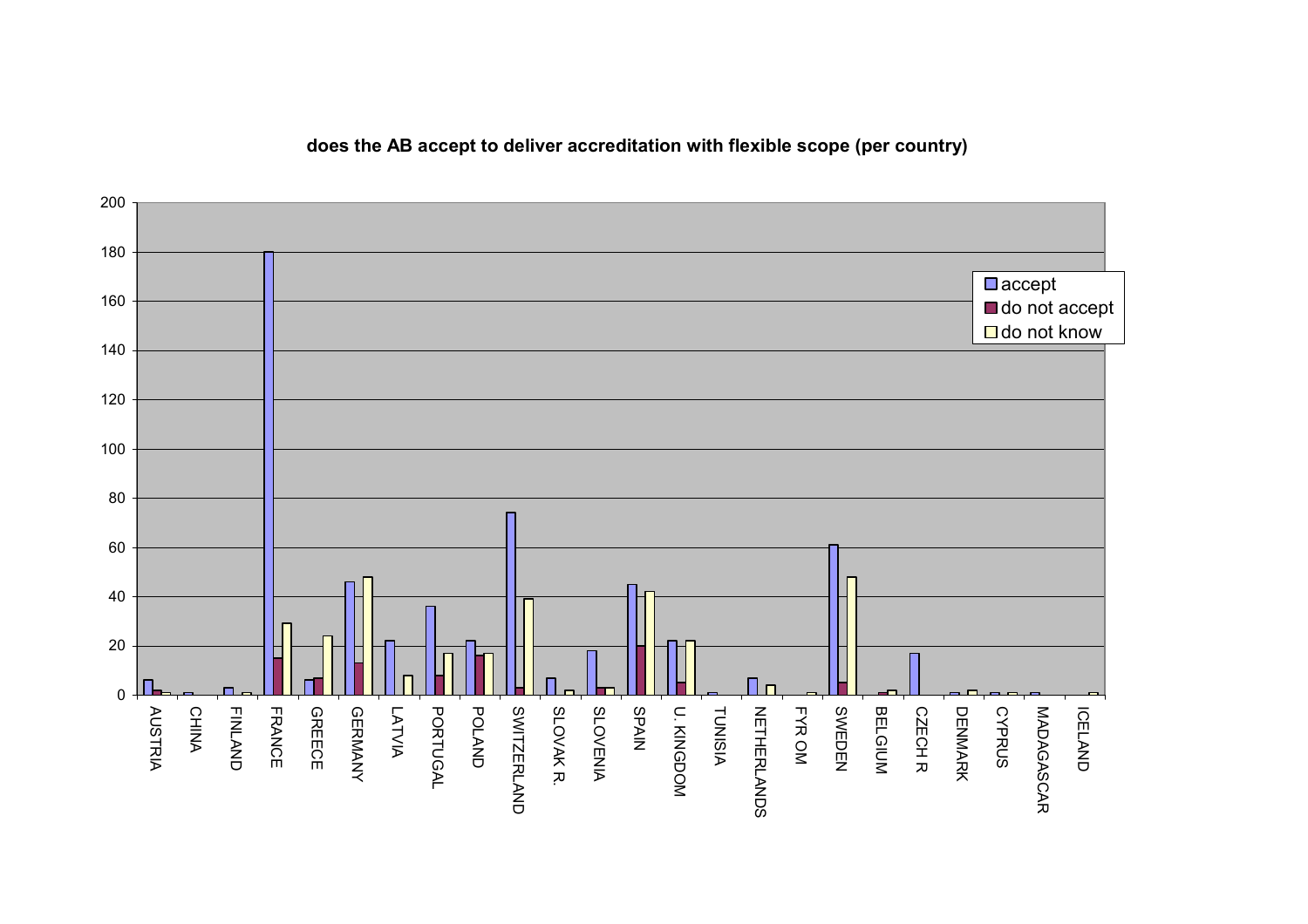**does the AB accept to deliver accreditation with flexible scope (per country)**

| Country | accept | do not accept | do not know |
|---|---|---|---|
| AUSTRIA | 6 | 2 | 1 |
| CHINA | 1 | | |
| FINLAND | 3 | | 1 |
| FRANCE | 180 | 15 | 29 |
| GREECE | 6 | 7 | 24 |
| GERMANY | 46 | 13 | 48 |
| LATVIA | 22 | | 8 |
| PORTUGAL | 36 | 8 | 17 |
| POLAND | 22 | 16 | 17 |
| SWITZERLAND | 74 | 3 | 39 |
| SLOVAK R. | 7 | | 2 |
| SLOVENIA | 18 | 3 | 3 |
| SPAIN | 45 | 20 | 42 |
| U. KINGDOM | 22 | 5 | 22 |
| TUNISIA | 1 | | |
| NETHERLANDS | 7 | | 4 |
| FYR OM | | | 1 |
| SWEDEN | 61 | 5 | 48 |
| BELGIUM | | 1 | 2 |
| CZECH R | 17 | | |
| DENMARK | 1 | | 2 |
| CYPRUS | 1 | | 1 |
| MADAGASCAR | 1 | | |
| ICELAND | | | 1 |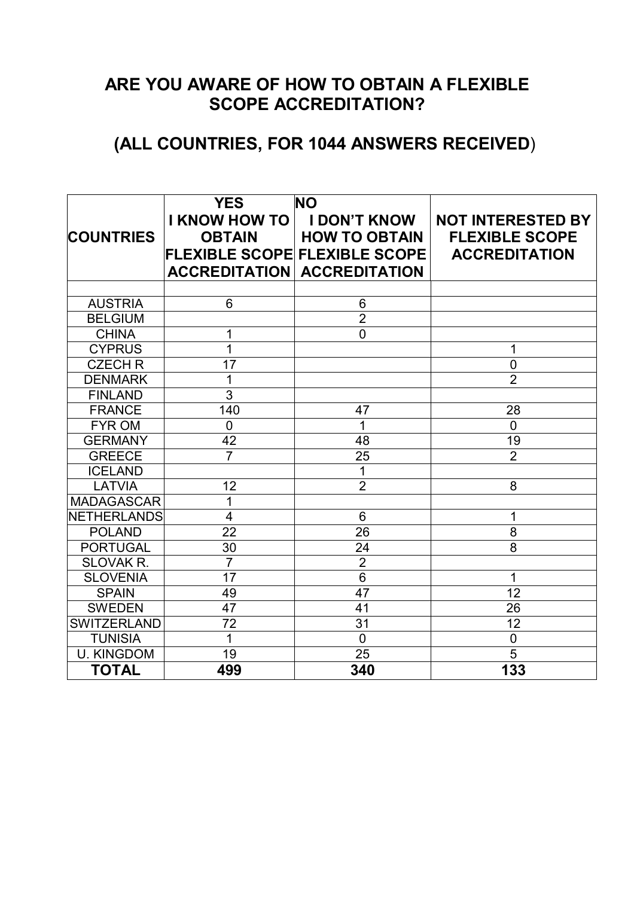# ARE YOU AWARE OF HOW TO OBTAIN A FLEXIBLE SCOPE ACCREDITATION?

## (ALL COUNTRIES, FOR 1044 ANSWERS RECEIVED)

| COUNTRIES | YES I KNOW HOW TO OBTAIN FLEXIBLE SCOPE ACCREDITATION | NO I DON'T KNOW HOW TO OBTAIN FLEXIBLE SCOPE ACCREDITATION | NOT INTERESTED BY FLEXIBLE SCOPE ACCREDITATION |
|---|---|---|---|
| | | | |
| AUSTRIA | 6 | 6 | |
| BELGIUM | | 2 | |
| CHINA | 1 | 0 | |
| CYPRUS | 1 | | 1 |
| CZECH R | 17 | | 0 |
| DENMARK | 1 | | 2 |
| FINLAND | 3 | | |
| FRANCE | 140 | 47 | 28 |
| FYR OM | 0 | 1 | 0 |
| GERMANY | 42 | 48 | 19 |
| GREECE | 7 | 25 | 2 |
| ICELAND | | 1 | |
| LATVIA | 12 | 2 | 8 |
| MADAGASCAR | 1 | | |
| NETHERLANDS | 4 | 6 | 1 |
| POLAND | 22 | 26 | 8 |
| PORTUGAL | 30 | 24 | 8 |
| SLOVAK R. | 7 | 2 | |
| SLOVENIA | 17 | 6 | 1 |
| SPAIN | 49 | 47 | 12 |
| SWEDEN | 47 | 41 | 26 |
| SWITZERLAND | 72 | 31 | 12 |
| TUNISIA | 1 | 0 | 0 |
| U. KINGDOM | 19 | 25 | 5 |
| **TOTAL** | **499** | **340** | **133** |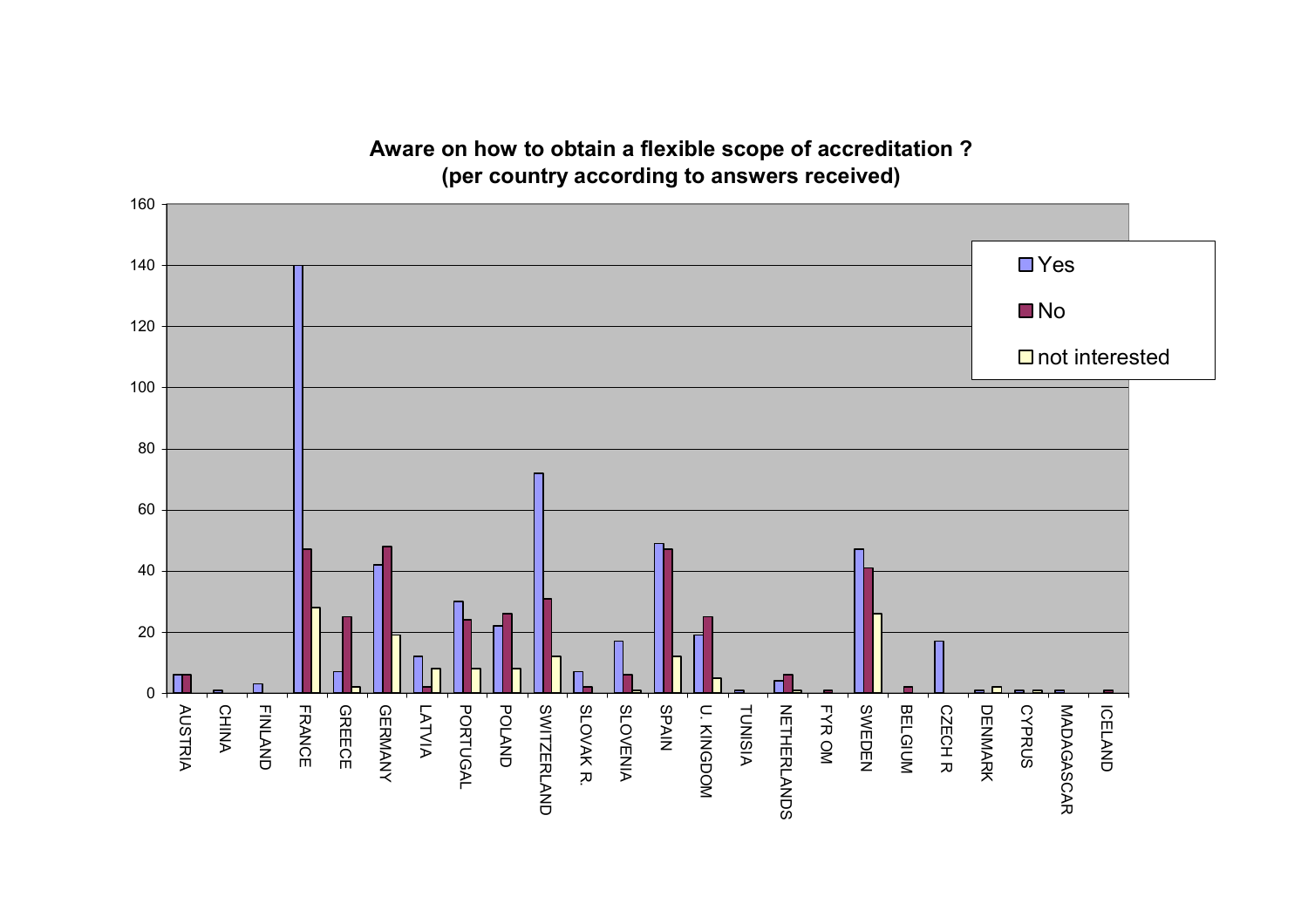**Aware on how to obtain a flexible scope of accreditation ?**
**(per country according to answers received)**

| Country | Yes | No | not interested |
|---|---|---|---|
| AUSTRIA | 6 | 6 | |
| CHINA | | 1 | |
| FINLAND | 3 | | |
| FRANCE | 140 | 47 | 28 |
| GREECE | 7 | 25 | 2 |
| GERMANY | 42 | 48 | 19 |
| LATVIA | 12 | 2 | 8 |
| PORTUGAL | 30 | 24 | 8 |
| POLAND | 22 | 26 | 8 |
| SWITZERLAND | 72 | 31 | 12 |
| SLOVAK R. | 7 | 2 | |
| SLOVENIA | 17 | 6 | 1 |
| SPAIN | 49 | 47 | 12 |
| U. KINGDOM | 19 | 25 | 5 |
| TUNISIA | 1 | | |
| NETHERLANDS | 4 | 6 | 1 |
| FYR OM | | 1 | |
| SWEDEN | 47 | 41 | 26 |
| BELGIUM | | 2 | |
| CZECH R | 17 | | |
| DENMARK | | 1 | 2 |
| CYPRUS | | 1 | 1 |
| MADAGASCAR | | 1 | |
| ICELAND | | 1 | |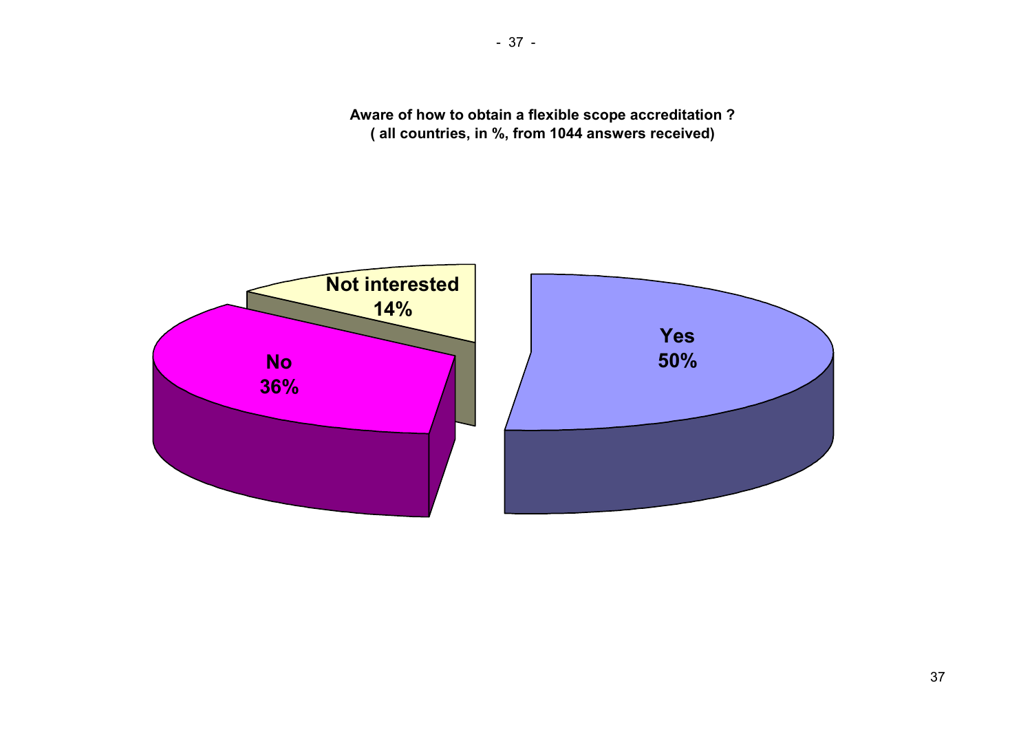**Aware of how to obtain a flexible scope accreditation ?**
**( all countries, in %, from 1044 answers received)**

| Answer | % |
| --- | --- |
| Yes | 50% |
| No | 36% |
| Not interested | 14% |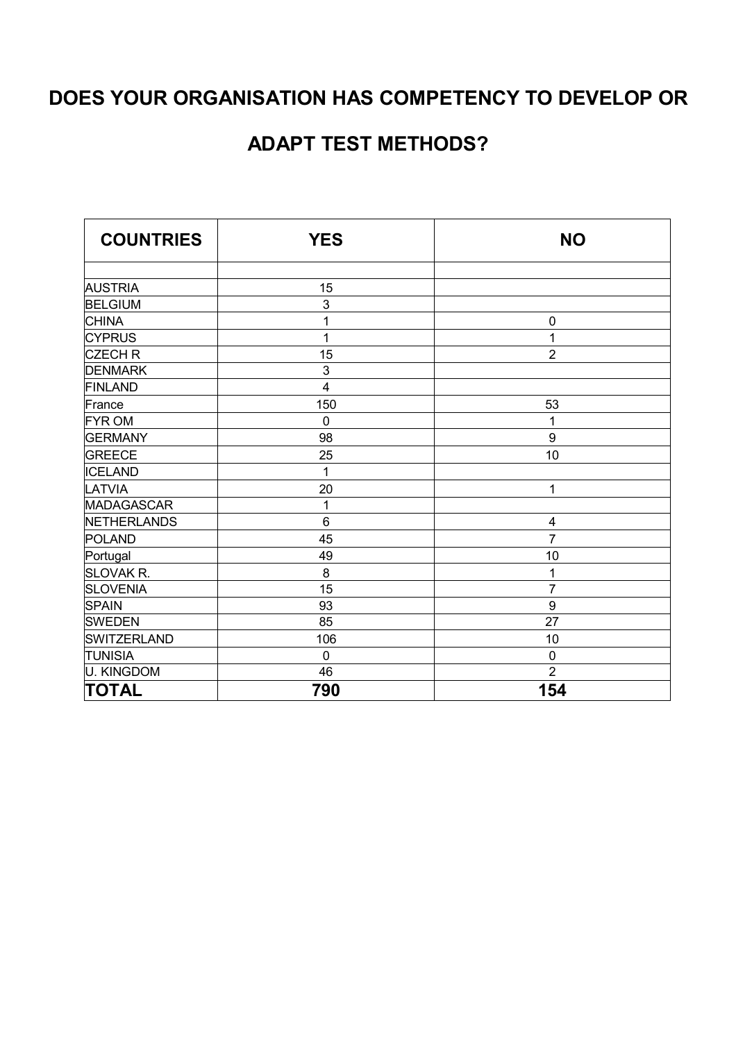# DOES YOUR ORGANISATION HAS COMPETENCY TO DEVELOP OR ADAPT TEST METHODS?

| COUNTRIES | YES | NO |
|---|---|---|
| | | |
| AUSTRIA | 15 | |
| BELGIUM | 3 | |
| CHINA | 1 | 0 |
| CYPRUS | 1 | 1 |
| CZECH R | 15 | 2 |
| DENMARK | 3 | |
| FINLAND | 4 | |
| France | 150 | 53 |
| FYR OM | 0 | 1 |
| GERMANY | 98 | 9 |
| GREECE | 25 | 10 |
| ICELAND | 1 | |
| LATVIA | 20 | 1 |
| MADAGASCAR | 1 | |
| NETHERLANDS | 6 | 4 |
| POLAND | 45 | 7 |
| Portugal | 49 | 10 |
| SLOVAK R. | 8 | 1 |
| SLOVENIA | 15 | 7 |
| SPAIN | 93 | 9 |
| SWEDEN | 85 | 27 |
| SWITZERLAND | 106 | 10 |
| TUNISIA | 0 | 0 |
| U. KINGDOM | 46 | 2 |
| **TOTAL** | **790** | **154** |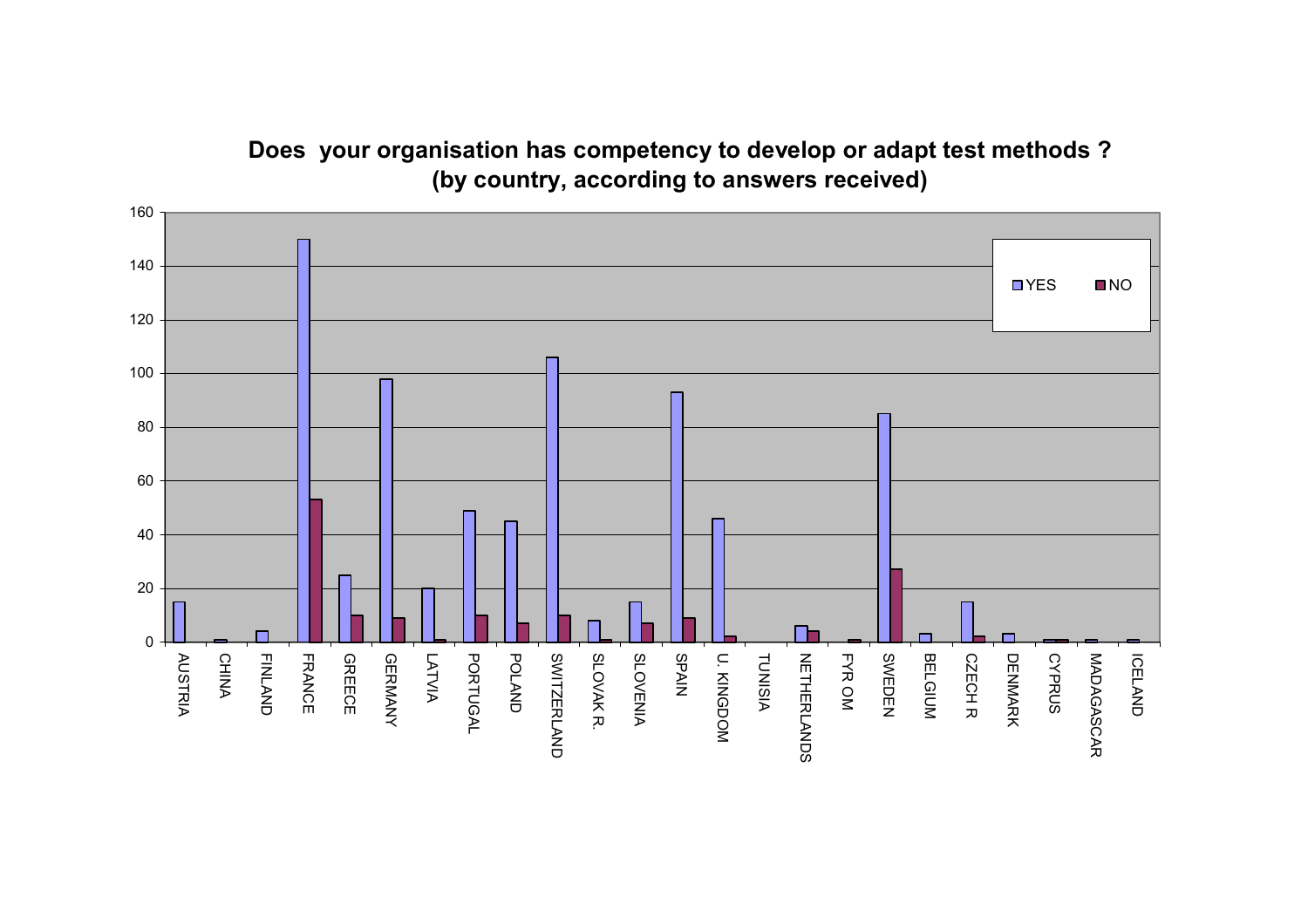**Does your organisation has competency to develop or adapt test methods ?**
**(by country, according to answers received)**

| Country | YES | NO |
|---|---|---|
| AUSTRIA | 15 | 0 |
| CHINA | 0 | 1 |
| FINLAND | 4 | 0 |
| FRANCE | 150 | 53 |
| GREECE | 25 | 10 |
| GERMANY | 98 | 9 |
| LATVIA | 20 | 1 |
| PORTUGAL | 49 | 10 |
| POLAND | 45 | 7 |
| SWITZERLAND | 106 | 10 |
| SLOVAK R. | 8 | 1 |
| SLOVENIA | 15 | 7 |
| SPAIN | 93 | 9 |
| U. KINGDOM | 46 | 2 |
| TUNISIA | 0 | 0 |
| NETHERLANDS | 6 | 4 |
| FYR OM | 0 | 1 |
| SWEDEN | 85 | 27 |
| BELGIUM | 3 | 0 |
| CZECH R | 15 | 2 |
| DENMARK | 3 | 0 |
| CYPRUS | 1 | 1 |
| MADAGASCAR | 1 | 0 |
| ICELAND | 0 | 1 |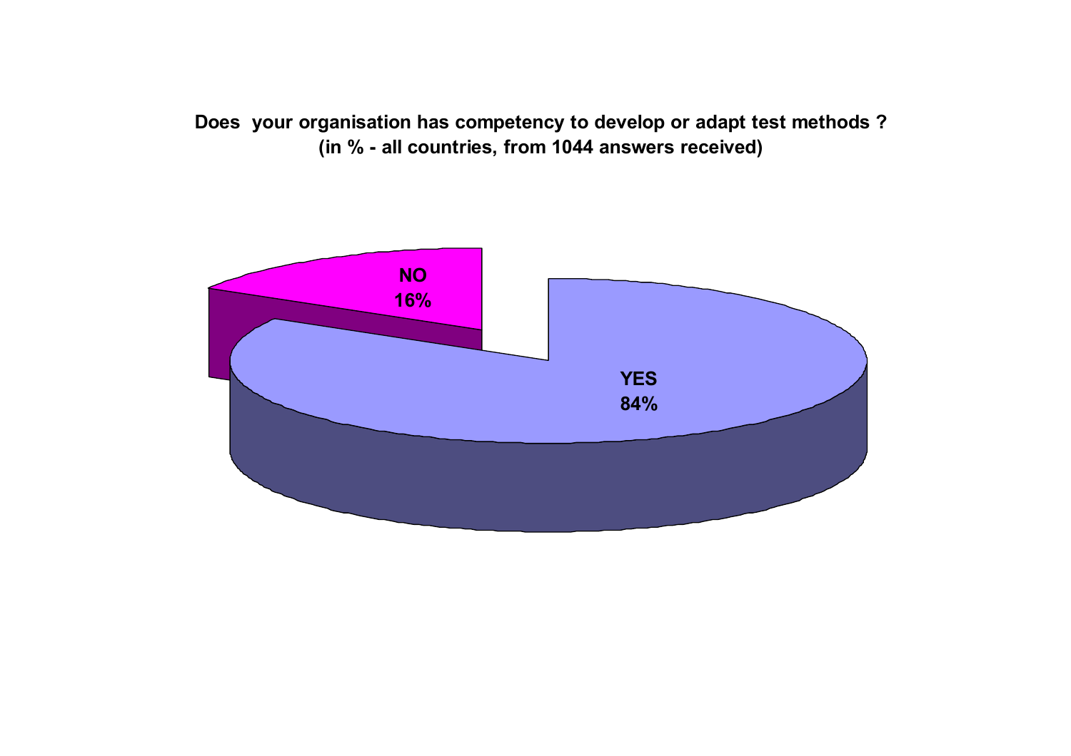**Does your organisation has competency to develop or adapt test methods ?**
**(in % - all countries, from 1044 answers received)**

NO
16%

YES
84%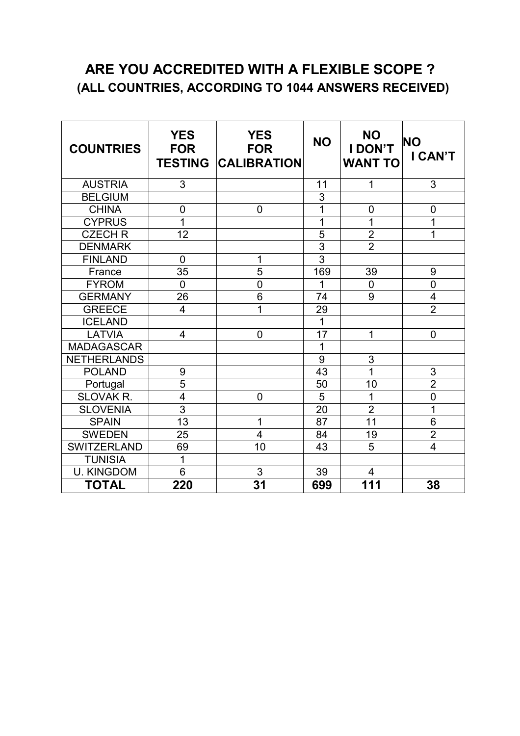# ARE YOU ACCREDITED WITH A FLEXIBLE SCOPE ?

## (ALL COUNTRIES, ACCORDING TO 1044 ANSWERS RECEIVED)

| COUNTRIES | YES FOR TESTING | YES FOR CALIBRATION | NO | NO I DON'T WANT TO | NO I CAN'T |
|---|---|---|---|---|---|
| AUSTRIA | 3 | | 11 | 1 | 3 |
| BELGIUM | | | 3 | | |
| CHINA | 0 | 0 | 1 | 0 | 0 |
| CYPRUS | 1 | | 1 | 1 | 1 |
| CZECH R | 12 | | 5 | 2 | 1 |
| DENMARK | | | 3 | 2 | |
| FINLAND | 0 | 1 | 3 | | |
| France | 35 | 5 | 169 | 39 | 9 |
| FYROM | 0 | 0 | 1 | 0 | 0 |
| GERMANY | 26 | 6 | 74 | 9 | 4 |
| GREECE | 4 | 1 | 29 | | 2 |
| ICELAND | | | 1 | | |
| LATVIA | 4 | 0 | 17 | 1 | 0 |
| MADAGASCAR | | | 1 | | |
| NETHERLANDS | | | 9 | 3 | |
| POLAND | 9 | | 43 | 1 | 3 |
| Portugal | 5 | | 50 | 10 | 2 |
| SLOVAK R. | 4 | 0 | 5 | 1 | 0 |
| SLOVENIA | 3 | | 20 | 2 | 1 |
| SPAIN | 13 | 1 | 87 | 11 | 6 |
| SWEDEN | 25 | 4 | 84 | 19 | 2 |
| SWITZERLAND | 69 | 10 | 43 | 5 | 4 |
| TUNISIA | 1 | | | | |
| U. KINGDOM | 6 | 3 | 39 | 4 | |
| **TOTAL** | **220** | **31** | **699** | **111** | **38** |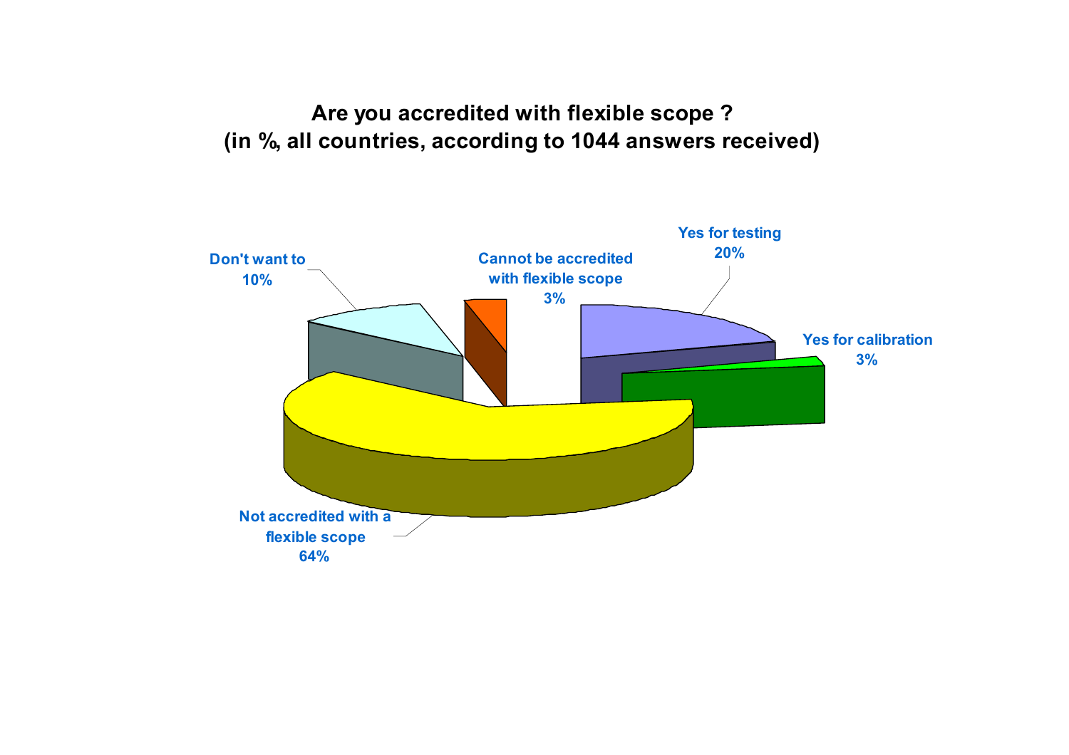**Are you accredited with flexible scope ?**
**(in %, all countries, according to 1044 answers received)**

Yes for testing 20%

Yes for calibration 3%

Not accredited with a flexible scope 64%

Don't want to 10%

Cannot be accredited with flexible scope 3%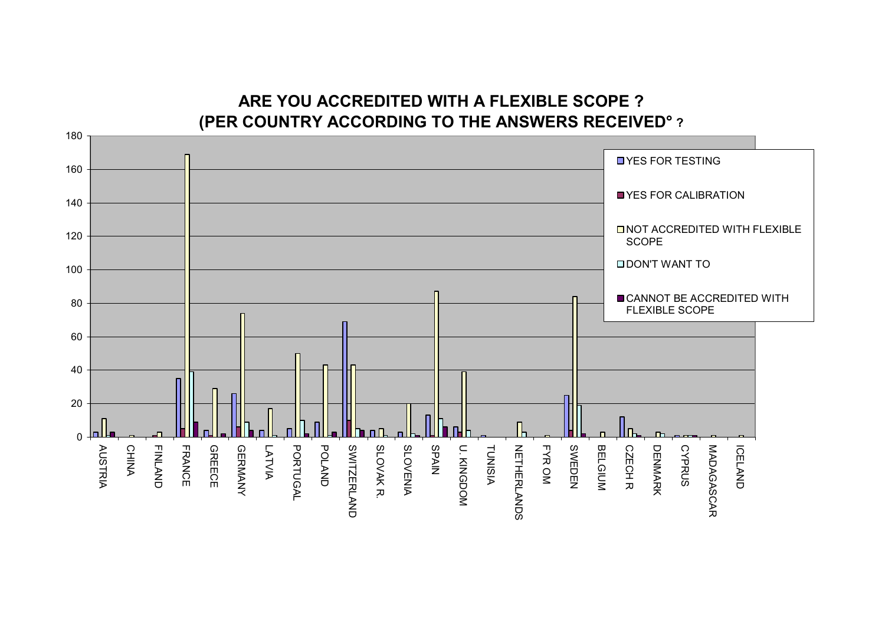## ARE YOU ACCREDITED WITH A FLEXIBLE SCOPE ?
## (PER COUNTRY ACCORDING TO THE ANSWERS RECEIVED° ?

- YES FOR TESTING
- YES FOR CALIBRATION
- NOT ACCREDITED WITH FLEXIBLE SCOPE
- DON'T WANT TO
- CANNOT BE ACCREDITED WITH FLEXIBLE SCOPE

AUSTRIA, CHINA, FINLAND, FRANCE, GREECE, GERMANY, LATVIA, PORTUGAL, POLAND, SWITZERLAND, SLOVAK R., SLOVENIA, SPAIN, U. KINGDOM, TUNISIA, NETHERLANDS, FYR OM, SWEDEN, BELGIUM, CZECH R, DENMARK, CYPRUS, MADAGASCAR, ICELAND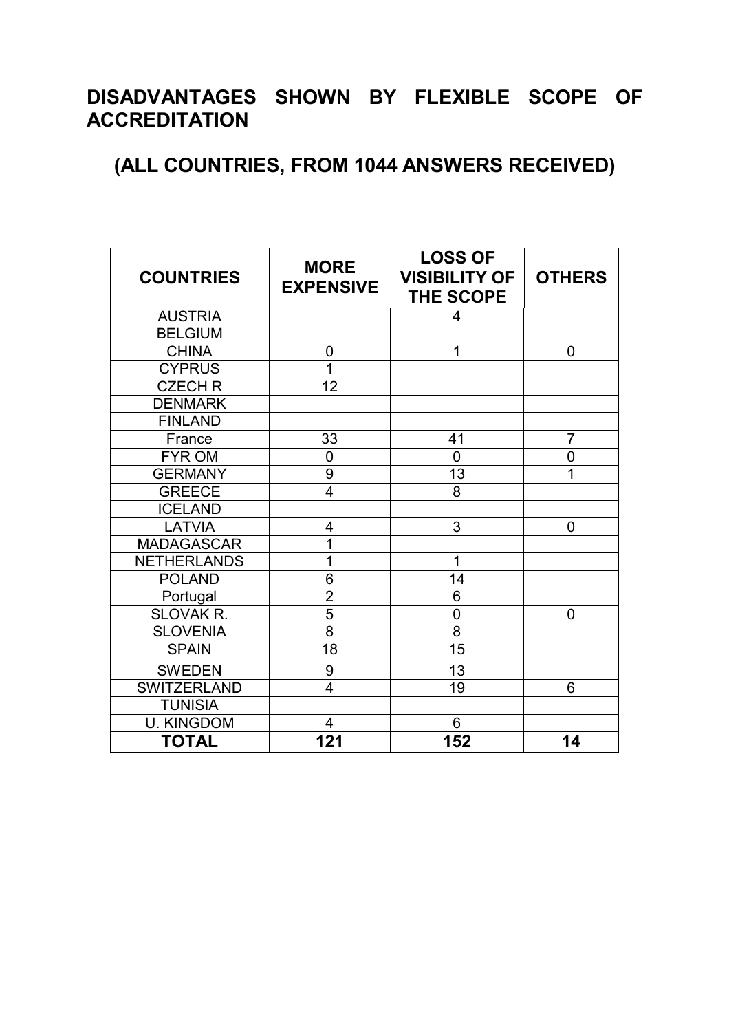## DISADVANTAGES SHOWN BY FLEXIBLE SCOPE OF ACCREDITATION

## (ALL COUNTRIES, FROM 1044 ANSWERS RECEIVED)

| COUNTRIES | MORE EXPENSIVE | LOSS OF VISIBILITY OF THE SCOPE | OTHERS |
|---|---|---|---|
| AUSTRIA | | 4 | |
| BELGIUM | | | |
| CHINA | 0 | 1 | 0 |
| CYPRUS | 1 | | |
| CZECH R | 12 | | |
| DENMARK | | | |
| FINLAND | | | |
| France | 33 | 41 | 7 |
| FYR OM | 0 | 0 | 0 |
| GERMANY | 9 | 13 | 1 |
| GREECE | 4 | 8 | |
| ICELAND | | | |
| LATVIA | 4 | 3 | 0 |
| MADAGASCAR | 1 | | |
| NETHERLANDS | 1 | 1 | |
| POLAND | 6 | 14 | |
| Portugal | 2 | 6 | |
| SLOVAK R. | 5 | 0 | 0 |
| SLOVENIA | 8 | 8 | |
| SPAIN | 18 | 15 | |
| SWEDEN | 9 | 13 | |
| SWITZERLAND | 4 | 19 | 6 |
| TUNISIA | | | |
| U. KINGDOM | 4 | 6 | |
| **TOTAL** | **121** | **152** | **14** |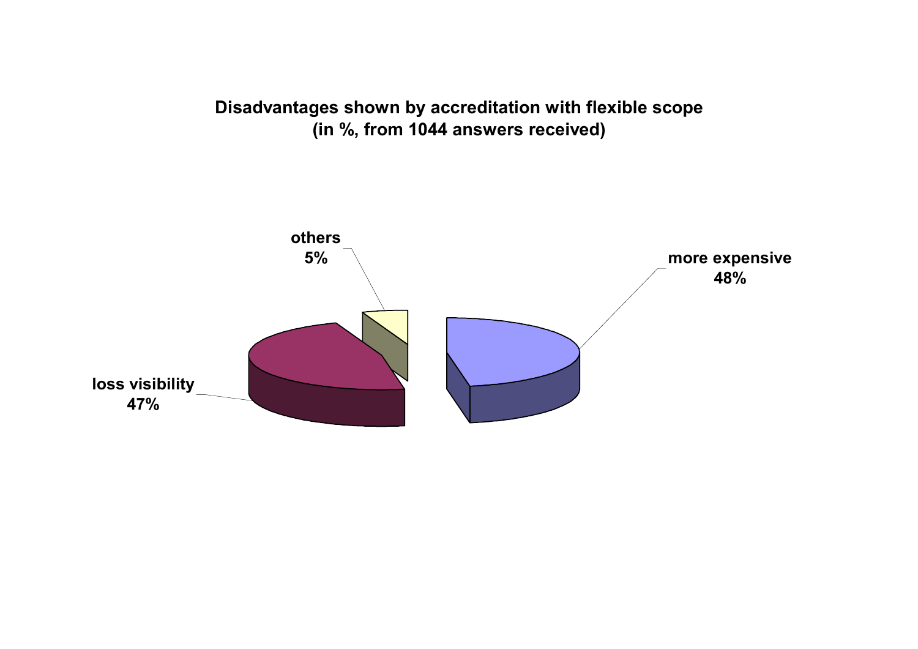**Disadvantages shown by accreditation with flexible scope (in %, from 1044 answers received)**

| Disadvantage | % |
| --- | --- |
| more expensive | 48% |
| loss visibility | 47% |
| others | 5% |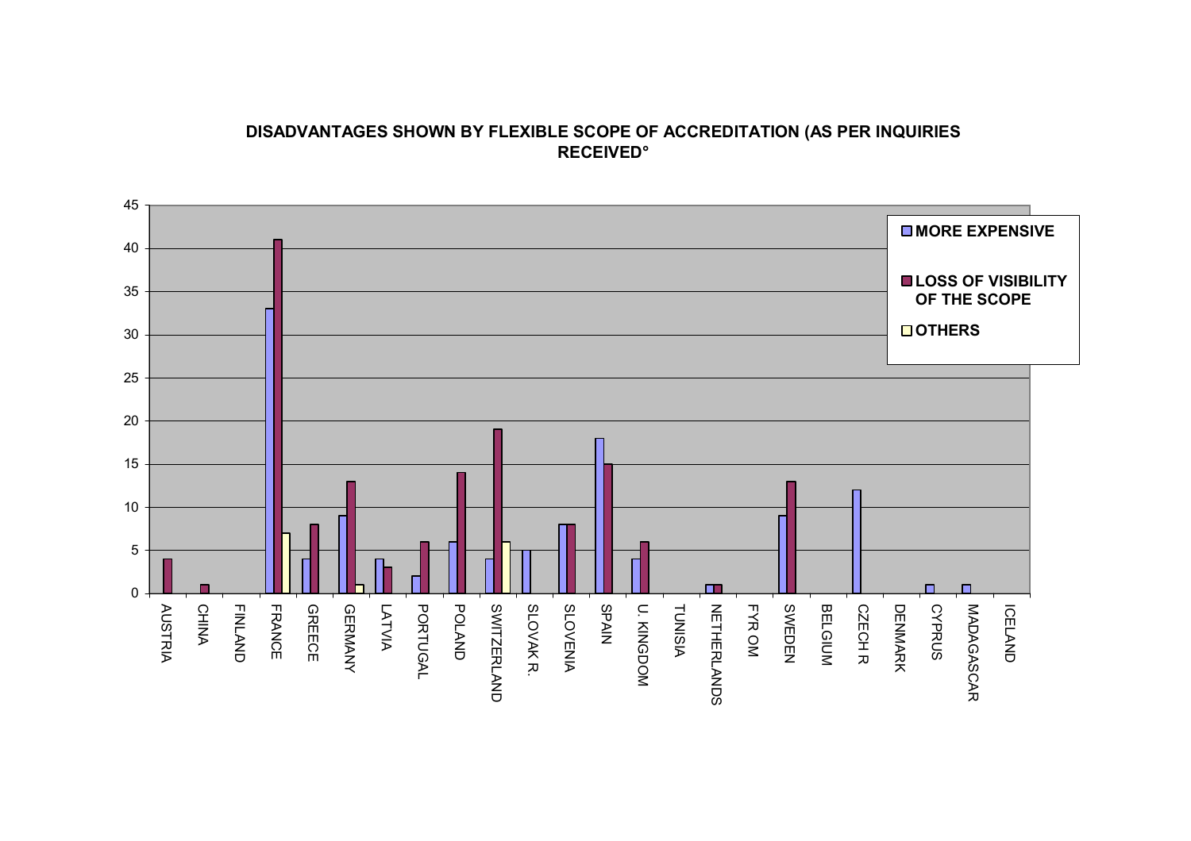**DISADVANTAGES SHOWN BY FLEXIBLE SCOPE OF ACCREDITATION (AS PER INQUIRIES RECEIVED°**

| Country | MORE EXPENSIVE | LOSS OF VISIBILITY OF THE SCOPE | OTHERS |
|---|---|---|---|
| AUSTRIA | 0 | 4 | 0 |
| CHINA | 0 | 1 | 0 |
| FINLAND | 0 | 0 | 0 |
| FRANCE | 33 | 41 | 7 |
| GREECE | 4 | 8 | 0 |
| GERMANY | 9 | 13 | 1 |
| LATVIA | 4 | 3 | 0 |
| PORTUGAL | 2 | 6 | 0 |
| POLAND | 6 | 14 | 0 |
| SWITZERLAND | 4 | 19 | 6 |
| SLOVAK R. | 5 | 0 | 0 |
| SLOVENIA | 8 | 8 | 0 |
| SPAIN | 18 | 15 | 0 |
| U. KINGDOM | 4 | 6 | 0 |
| TUNISIA | 0 | 0 | 0 |
| NETHERLANDS | 1 | 1 | 0 |
| FYR OM | 0 | 0 | 0 |
| SWEDEN | 9 | 13 | 0 |
| BELGIUM | 0 | 0 | 0 |
| CZECH R | 12 | 0 | 0 |
| DENMARK | 0 | 0 | 0 |
| CYPRUS | 1 | 0 | 0 |
| MADAGASCAR | 1 | 0 | 0 |
| ICELAND | 0 | 0 | 0 |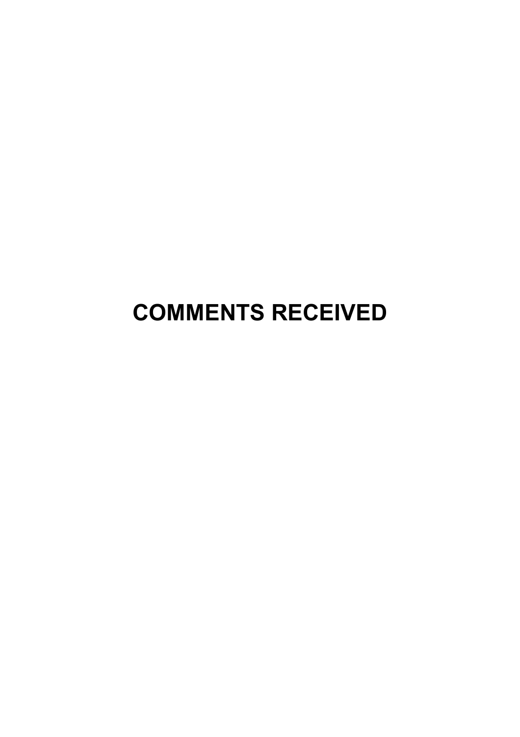# COMMENTS RECEIVED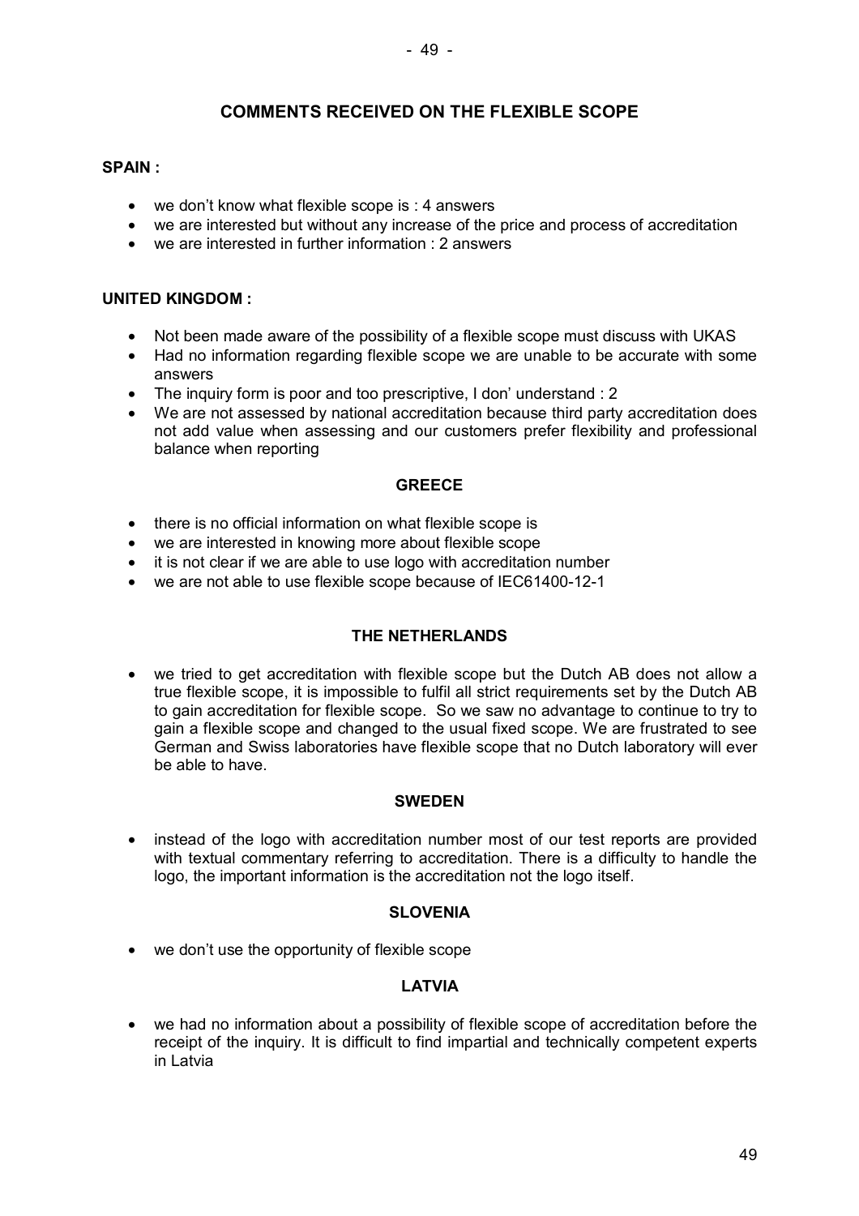## COMMENTS RECEIVED ON THE FLEXIBLE SCOPE

### SPAIN :

- we don't know what flexible scope is : 4 answers
- we are interested but without any increase of the price and process of accreditation
- we are interested in further information : 2 answers

### UNITED KINGDOM :

- Not been made aware of the possibility of a flexible scope must discuss with UKAS
- Had no information regarding flexible scope we are unable to be accurate with some answers
- The inquiry form is poor and too prescriptive, I don' understand : 2
- We are not assessed by national accreditation because third party accreditation does not add value when assessing and our customers prefer flexibility and professional balance when reporting

### GREECE

- there is no official information on what flexible scope is
- we are interested in knowing more about flexible scope
- it is not clear if we are able to use logo with accreditation number
- we are not able to use flexible scope because of IEC61400-12-1

### THE NETHERLANDS

- we tried to get accreditation with flexible scope but the Dutch AB does not allow a true flexible scope, it is impossible to fulfil all strict requirements set by the Dutch AB to gain accreditation for flexible scope. So we saw no advantage to continue to try to gain a flexible scope and changed to the usual fixed scope. We are frustrated to see German and Swiss laboratories have flexible scope that no Dutch laboratory will ever be able to have.

### SWEDEN

- instead of the logo with accreditation number most of our test reports are provided with textual commentary referring to accreditation. There is a difficulty to handle the logo, the important information is the accreditation not the logo itself.

### SLOVENIA

- we don't use the opportunity of flexible scope

### LATVIA

- we had no information about a possibility of flexible scope of accreditation before the receipt of the inquiry. It is difficult to find impartial and technically competent experts in Latvia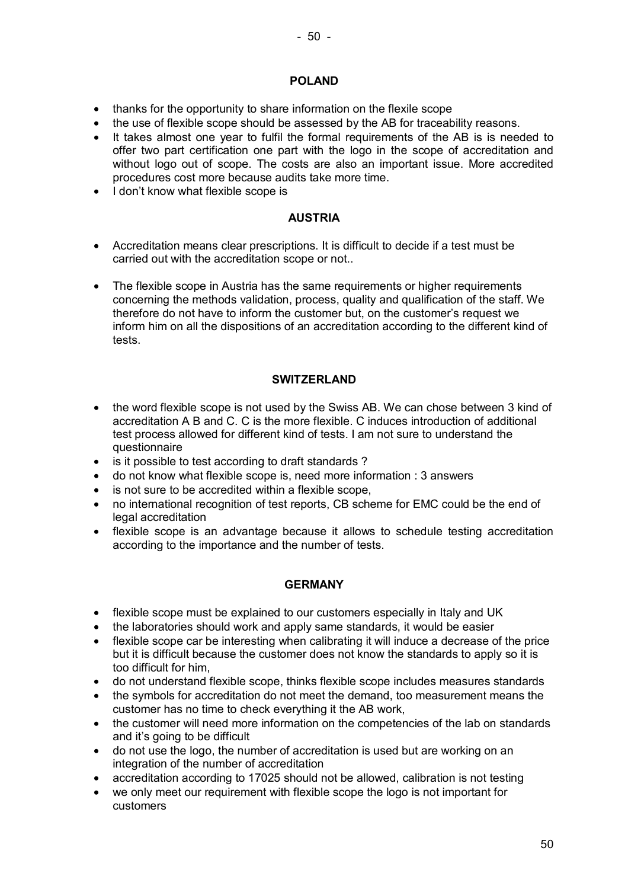## POLAND

- thanks for the opportunity to share information on the flexile scope
- the use of flexible scope should be assessed by the AB for traceability reasons.
- It takes almost one year to fulfil the formal requirements of the AB is is needed to offer two part certification one part with the logo in the scope of accreditation and without logo out of scope. The costs are also an important issue. More accredited procedures cost more because audits take more time.
- I don't know what flexible scope is

## AUSTRIA

- Accreditation means clear prescriptions. It is difficult to decide if a test must be carried out with the accreditation scope or not..
- The flexible scope in Austria has the same requirements or higher requirements concerning the methods validation, process, quality and qualification of the staff. We therefore do not have to inform the customer but, on the customer's request we inform him on all the dispositions of an accreditation according to the different kind of tests.

## SWITZERLAND

- the word flexible scope is not used by the Swiss AB. We can chose between 3 kind of accreditation A B and C. C is the more flexible. C induces introduction of additional test process allowed for different kind of tests. I am not sure to understand the questionnaire
- is it possible to test according to draft standards ?
- do not know what flexible scope is, need more information : 3 answers
- is not sure to be accredited within a flexible scope,
- no international recognition of test reports, CB scheme for EMC could be the end of legal accreditation
- flexible scope is an advantage because it allows to schedule testing accreditation according to the importance and the number of tests.

## GERMANY

- flexible scope must be explained to our customers especially in Italy and UK
- the laboratories should work and apply same standards, it would be easier
- flexible scope car be interesting when calibrating it will induce a decrease of the price but it is difficult because the customer does not know the standards to apply so it is too difficult for him,
- do not understand flexible scope, thinks flexible scope includes measures standards
- the symbols for accreditation do not meet the demand, too measurement means the customer has no time to check everything it the AB work,
- the customer will need more information on the competencies of the lab on standards and it's going to be difficult
- do not use the logo, the number of accreditation is used but are working on an integration of the number of accreditation
- accreditation according to 17025 should not be allowed, calibration is not testing
- we only meet our requirement with flexible scope the logo is not important for customers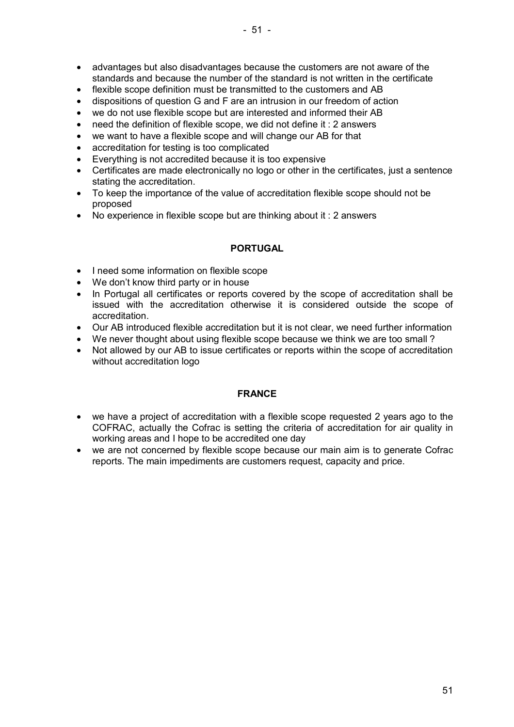- advantages but also disadvantages because the customers are not aware of the standards and because the number of the standard is not written in the certificate
- flexible scope definition must be transmitted to the customers and AB
- dispositions of question G and F are an intrusion in our freedom of action
- we do not use flexible scope but are interested and informed their AB
- need the definition of flexible scope, we did not define it : 2 answers
- we want to have a flexible scope and will change our AB for that
- accreditation for testing is too complicated
- Everything is not accredited because it is too expensive
- Certificates are made electronically no logo or other in the certificates, just a sentence stating the accreditation.
- To keep the importance of the value of accreditation flexible scope should not be proposed
- No experience in flexible scope but are thinking about it : 2 answers

**PORTUGAL**

- I need some information on flexible scope
- We don't know third party or in house
- In Portugal all certificates or reports covered by the scope of accreditation shall be issued with the accreditation otherwise it is considered outside the scope of accreditation.
- Our AB introduced flexible accreditation but it is not clear, we need further information
- We never thought about using flexible scope because we think we are too small ?
- Not allowed by our AB to issue certificates or reports within the scope of accreditation without accreditation logo

**FRANCE**

- we have a project of accreditation with a flexible scope requested 2 years ago to the COFRAC, actually the Cofrac is setting the criteria of accreditation for air quality in working areas and I hope to be accredited one day
- we are not concerned by flexible scope because our main aim is to generate Cofrac reports. The main impediments are customers request, capacity and price.